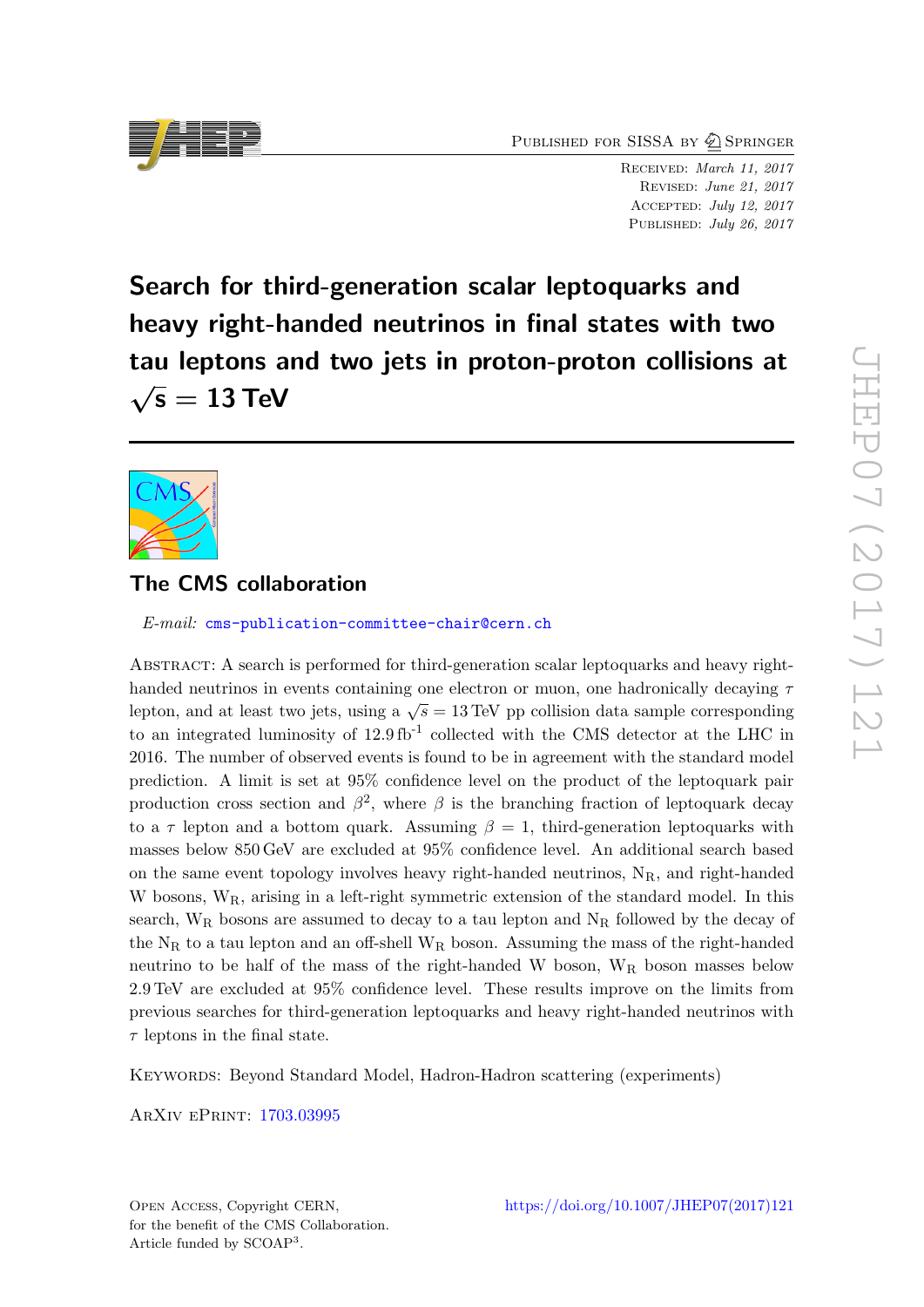Published for SISSA by Springer

Received: *March 11, 2017*
Revised: *June 21, 2017*
Accepted: *July 12, 2017*
Published: *July 26, 2017*

# Search for third-generation scalar leptoquarks and heavy right-handed neutrinos in final states with two tau leptons and two jets in proton-proton collisions at $\sqrt{s} = 13$ TeV

## The CMS collaboration

*E-mail:* cms-publication-committee-chair@cern.ch

Abstract: A search is performed for third-generation scalar leptoquarks and heavy right-handed neutrinos in events containing one electron or muon, one hadronically decaying $\tau$ lepton, and at least two jets, using a $\sqrt{s} = 13$ TeV pp collision data sample corresponding to an integrated luminosity of 12.9 fb$^{-1}$ collected with the CMS detector at the LHC in 2016. The number of observed events is found to be in agreement with the standard model prediction. A limit is set at 95% confidence level on the product of the leptoquark pair production cross section and $\beta^2$, where $\beta$ is the branching fraction of leptoquark decay to a $\tau$ lepton and a bottom quark. Assuming $\beta = 1$, third-generation leptoquarks with masses below 850 GeV are excluded at 95% confidence level. An additional search based on the same event topology involves heavy right-handed neutrinos, $N_R$, and right-handed W bosons, $W_R$, arising in a left-right symmetric extension of the standard model. In this search, $W_R$ bosons are assumed to decay to a tau lepton and $N_R$ followed by the decay of the $N_R$ to a tau lepton and an off-shell $W_R$ boson. Assuming the mass of the right-handed neutrino to be half of the mass of the right-handed W boson, $W_R$ boson masses below 2.9 TeV are excluded at 95% confidence level. These results improve on the limits from previous searches for third-generation leptoquarks and heavy right-handed neutrinos with $\tau$ leptons in the final state.

Keywords: Beyond Standard Model, Hadron-Hadron scattering (experiments)

ArXiv ePrint: 1703.03995

Open Access, Copyright CERN, for the benefit of the CMS Collaboration. Article funded by SCOAP[3].

https://doi.org/10.1007/JHEP07(2017)121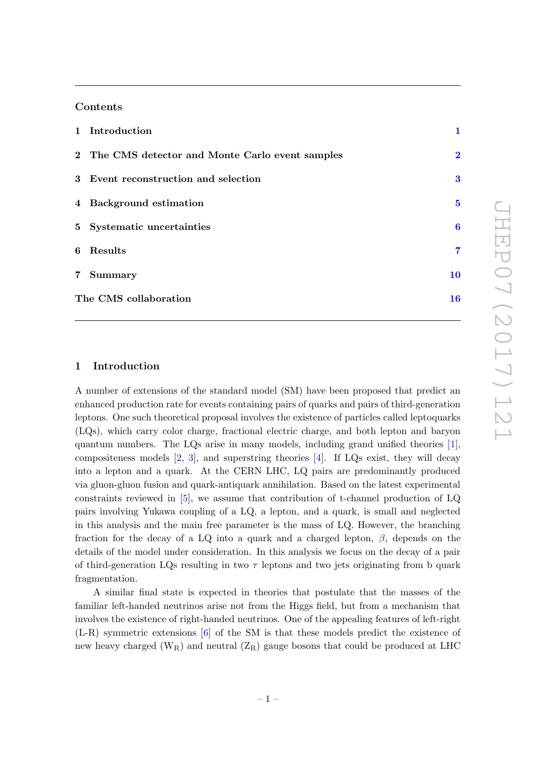## Contents

| | | |
|---|---|---|
| 1 | Introduction | 1 |
| 2 | The CMS detector and Monte Carlo event samples | 2 |
| 3 | Event reconstruction and selection | 3 |
| 4 | Background estimation | 5 |
| 5 | Systematic uncertainties | 6 |
| 6 | Results | 7 |
| 7 | Summary | 10 |
| | The CMS collaboration | 16 |

## 1 Introduction

A number of extensions of the standard model (SM) have been proposed that predict an enhanced production rate for events containing pairs of quarks and pairs of third-generation leptons. One such theoretical proposal involves the existence of particles called leptoquarks (LQs), which carry color charge, fractional electric charge, and both lepton and baryon quantum numbers. The LQs arise in many models, including grand unified theories [1], compositeness models [2, 3], and superstring theories [4]. If LQs exist, they will decay into a lepton and a quark. At the CERN LHC, LQ pairs are predominantly produced via gluon-gluon fusion and quark-antiquark annihilation. Based on the latest experimental constraints reviewed in [5], we assume that contribution of t-channel production of LQ pairs involving Yukawa coupling of a LQ, a lepton, and a quark, is small and neglected in this analysis and the main free parameter is the mass of LQ. However, the branching fraction for the decay of a LQ into a quark and a charged lepton, $\beta$, depends on the details of the model under consideration. In this analysis we focus on the decay of a pair of third-generation LQs resulting in two $\tau$ leptons and two jets originating from b quark fragmentation.

A similar final state is expected in theories that postulate that the masses of the familiar left-handed neutrinos arise not from the Higgs field, but from a mechanism that involves the existence of right-handed neutrinos. One of the appealing features of left-right (L-R) symmetric extensions [6] of the SM is that these models predict the existence of new heavy charged ($W_R$) and neutral ($Z_R$) gauge bosons that could be produced at LHC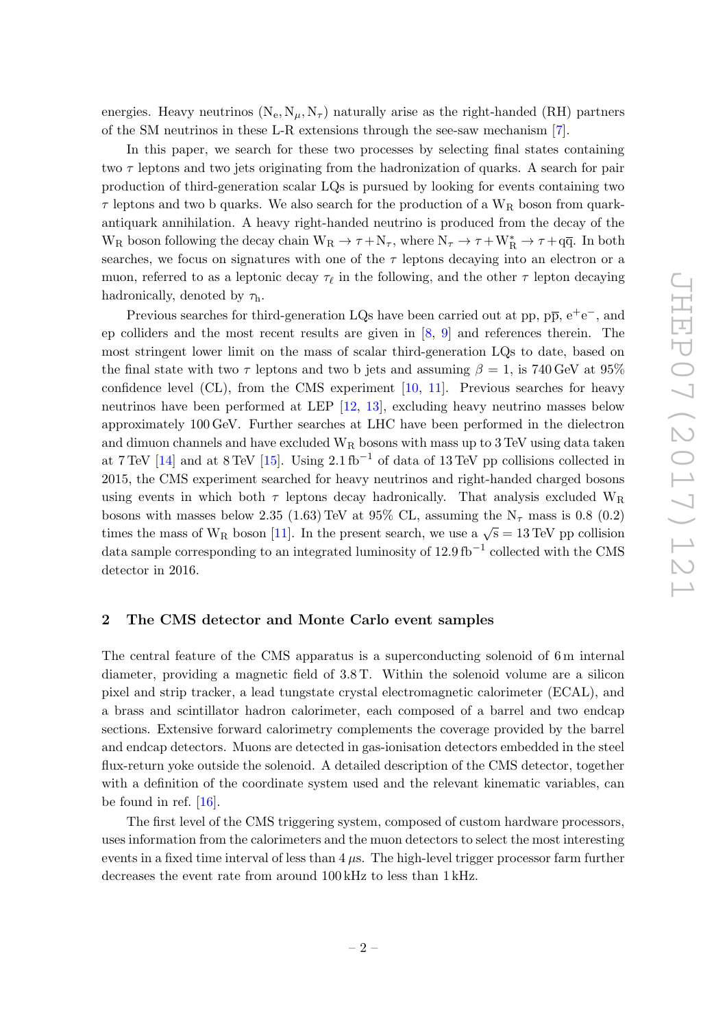energies. Heavy neutrinos ($N_e, N_\mu, N_\tau$) naturally arise as the right-handed (RH) partners of the SM neutrinos in these L-R extensions through the see-saw mechanism [7].

In this paper, we search for these two processes by selecting final states containing two $\tau$ leptons and two jets originating from the hadronization of quarks. A search for pair production of third-generation scalar LQs is pursued by looking for events containing two $\tau$ leptons and two b quarks. We also search for the production of a $W_R$ boson from quark-antiquark annihilation. A heavy right-handed neutrino is produced from the decay of the $W_R$ boson following the decay chain $W_R \to \tau + N_\tau$, where $N_\tau \to \tau + W_R^* \to \tau + q\bar{q}$. In both searches, we focus on signatures with one of the $\tau$ leptons decaying into an electron or a muon, referred to as a leptonic decay $\tau_\ell$ in the following, and the other $\tau$ lepton decaying hadronically, denoted by $\tau_h$.

Previous searches for third-generation LQs have been carried out at pp, $p\bar{p}$, $e^+e^-$, and ep colliders and the most recent results are given in [8, 9] and references therein. The most stringent lower limit on the mass of scalar third-generation LQs to date, based on the final state with two $\tau$ leptons and two b jets and assuming $\beta = 1$, is 740 GeV at 95% confidence level (CL), from the CMS experiment [10, 11]. Previous searches for heavy neutrinos have been performed at LEP [12, 13], excluding heavy neutrino masses below approximately 100 GeV. Further searches at LHC have been performed in the dielectron and dimuon channels and have excluded $W_R$ bosons with mass up to 3 TeV using data taken at 7 TeV [14] and at 8 TeV [15]. Using 2.1 $\mathrm{fb}^{-1}$ of data of 13 TeV pp collisions collected in 2015, the CMS experiment searched for heavy neutrinos and right-handed charged bosons using events in which both $\tau$ leptons decay hadronically. That analysis excluded $W_R$ bosons with masses below 2.35 (1.63) TeV at 95% CL, assuming the $N_\tau$ mass is 0.8 (0.2) times the mass of $W_R$ boson [11]. In the present search, we use a $\sqrt{s} = 13$ TeV pp collision data sample corresponding to an integrated luminosity of 12.9 $\mathrm{fb}^{-1}$ collected with the CMS detector in 2016.

## 2 The CMS detector and Monte Carlo event samples

The central feature of the CMS apparatus is a superconducting solenoid of 6 m internal diameter, providing a magnetic field of 3.8 T. Within the solenoid volume are a silicon pixel and strip tracker, a lead tungstate crystal electromagnetic calorimeter (ECAL), and a brass and scintillator hadron calorimeter, each composed of a barrel and two endcap sections. Extensive forward calorimetry complements the coverage provided by the barrel and endcap detectors. Muons are detected in gas-ionisation detectors embedded in the steel flux-return yoke outside the solenoid. A detailed description of the CMS detector, together with a definition of the coordinate system used and the relevant kinematic variables, can be found in ref. [16].

The first level of the CMS triggering system, composed of custom hardware processors, uses information from the calorimeters and the muon detectors to select the most interesting events in a fixed time interval of less than 4 $\mu$s. The high-level trigger processor farm further decreases the event rate from around 100 kHz to less than 1 kHz.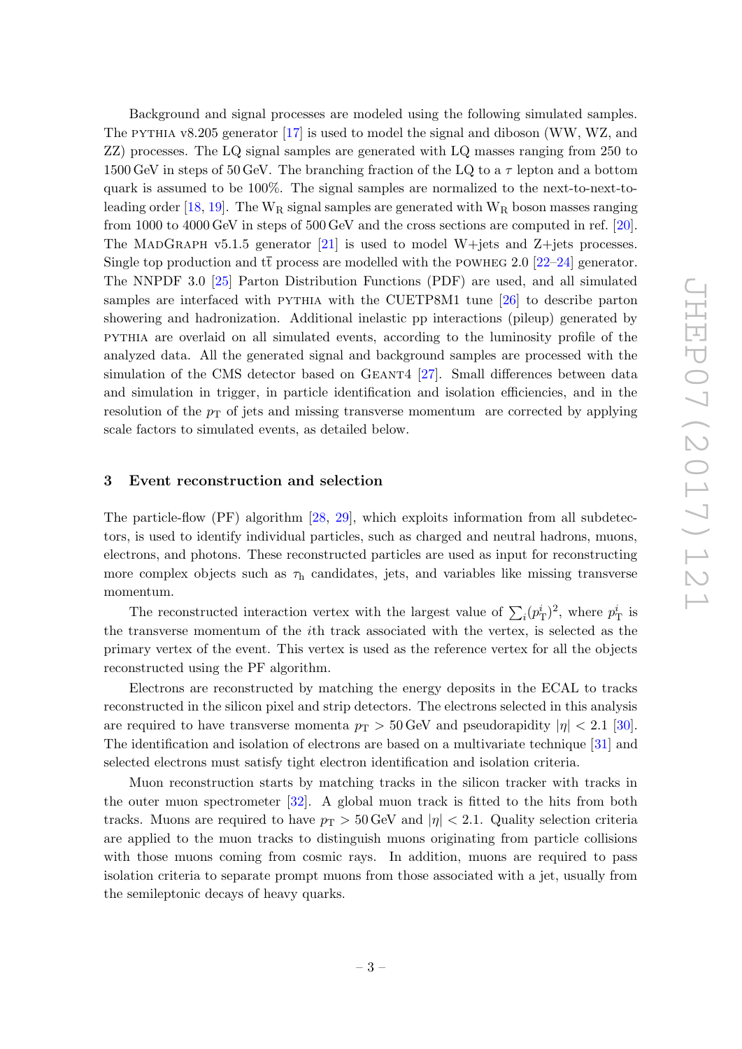Background and signal processes are modeled using the following simulated samples. The PYTHIA v8.205 generator [17] is used to model the signal and diboson (WW, WZ, and ZZ) processes. The LQ signal samples are generated with LQ masses ranging from 250 to 1500 GeV in steps of 50 GeV. The branching fraction of the LQ to a $\tau$ lepton and a bottom quark is assumed to be 100%. The signal samples are normalized to the next-to-next-to-leading order [18, 19]. The $W_R$ signal samples are generated with $W_R$ boson masses ranging from 1000 to 4000 GeV in steps of 500 GeV and the cross sections are computed in ref. [20]. The MADGRAPH v5.1.5 generator [21] is used to model W+jets and Z+jets processes. Single top production and $t\bar{t}$ process are modelled with the POWHEG 2.0 [22–24] generator. The NNPDF 3.0 [25] Parton Distribution Functions (PDF) are used, and all simulated samples are interfaced with PYTHIA with the CUETP8M1 tune [26] to describe parton showering and hadronization. Additional inelastic pp interactions (pileup) generated by PYTHIA are overlaid on all simulated events, according to the luminosity profile of the analyzed data. All the generated signal and background samples are processed with the simulation of the CMS detector based on GEANT4 [27]. Small differences between data and simulation in trigger, in particle identification and isolation efficiencies, and in the resolution of the $p_{\mathrm{T}}$ of jets and missing transverse momentum are corrected by applying scale factors to simulated events, as detailed below.

## 3 Event reconstruction and selection

The particle-flow (PF) algorithm [28, 29], which exploits information from all subdetectors, is used to identify individual particles, such as charged and neutral hadrons, muons, electrons, and photons. These reconstructed particles are used as input for reconstructing more complex objects such as $\tau_{\mathrm{h}}$ candidates, jets, and variables like missing transverse momentum.

The reconstructed interaction vertex with the largest value of $\sum_i (p_{\mathrm{T}}^i)^2$, where $p_{\mathrm{T}}^i$ is the transverse momentum of the $i$th track associated with the vertex, is selected as the primary vertex of the event. This vertex is used as the reference vertex for all the objects reconstructed using the PF algorithm.

Electrons are reconstructed by matching the energy deposits in the ECAL to tracks reconstructed in the silicon pixel and strip detectors. The electrons selected in this analysis are required to have transverse momenta $p_{\mathrm{T}} > 50$ GeV and pseudorapidity $|\eta| < 2.1$ [30]. The identification and isolation of electrons are based on a multivariate technique [31] and selected electrons must satisfy tight electron identification and isolation criteria.

Muon reconstruction starts by matching tracks in the silicon tracker with tracks in the outer muon spectrometer [32]. A global muon track is fitted to the hits from both tracks. Muons are required to have $p_{\mathrm{T}} > 50$ GeV and $|\eta| < 2.1$. Quality selection criteria are applied to the muon tracks to distinguish muons originating from particle collisions with those muons coming from cosmic rays. In addition, muons are required to pass isolation criteria to separate prompt muons from those associated with a jet, usually from the semileptonic decays of heavy quarks.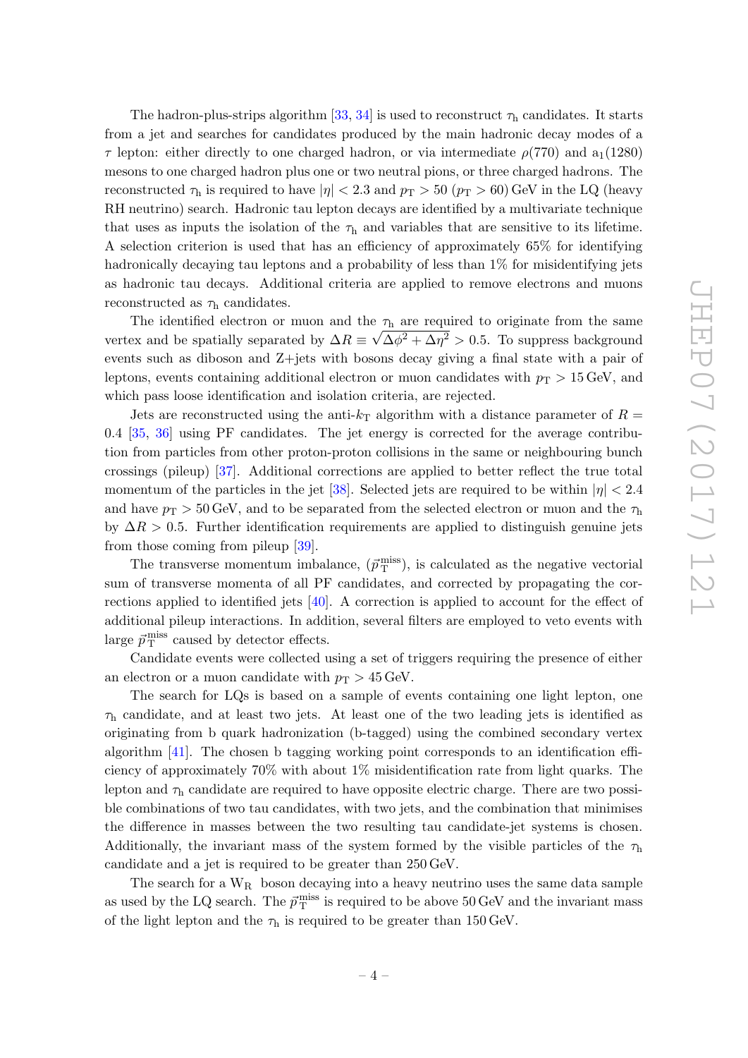The hadron-plus-strips algorithm [33, 34] is used to reconstruct $\tau_h$ candidates. It starts from a jet and searches for candidates produced by the main hadronic decay modes of a $\tau$ lepton: either directly to one charged hadron, or via intermediate $\rho(770)$ and $a_1(1280)$ mesons to one charged hadron plus one or two neutral pions, or three charged hadrons. The reconstructed $\tau_h$ is required to have $|\eta| < 2.3$ and $p_T > 50$ ($p_T > 60$) GeV in the LQ (heavy RH neutrino) search. Hadronic tau lepton decays are identified by a multivariate technique that uses as inputs the isolation of the $\tau_h$ and variables that are sensitive to its lifetime. A selection criterion is used that has an efficiency of approximately 65% for identifying hadronically decaying tau leptons and a probability of less than 1% for misidentifying jets as hadronic tau decays. Additional criteria are applied to remove electrons and muons reconstructed as $\tau_h$ candidates.

The identified electron or muon and the $\tau_h$ are required to originate from the same vertex and be spatially separated by $\Delta R \equiv \sqrt{\Delta\phi^2 + \Delta\eta^2} > 0.5$. To suppress background events such as diboson and Z+jets with bosons decay giving a final state with a pair of leptons, events containing additional electron or muon candidates with $p_T > 15$ GeV, and which pass loose identification and isolation criteria, are rejected.

Jets are reconstructed using the anti-$k_T$ algorithm with a distance parameter of $R = 0.4$ [35, 36] using PF candidates. The jet energy is corrected for the average contribution from particles from other proton-proton collisions in the same or neighbouring bunch crossings (pileup) [37]. Additional corrections are applied to better reflect the true total momentum of the particles in the jet [38]. Selected jets are required to be within $|\eta| < 2.4$ and have $p_T > 50$ GeV, and to be separated from the selected electron or muon and the $\tau_h$ by $\Delta R > 0.5$. Further identification requirements are applied to distinguish genuine jets from those coming from pileup [39].

The transverse momentum imbalance, ($\vec{p}_T^{\text{miss}}$), is calculated as the negative vectorial sum of transverse momenta of all PF candidates, and corrected by propagating the corrections applied to identified jets [40]. A correction is applied to account for the effect of additional pileup interactions. In addition, several filters are employed to veto events with large $\vec{p}_T^{\text{miss}}$ caused by detector effects.

Candidate events were collected using a set of triggers requiring the presence of either an electron or a muon candidate with $p_T > 45$ GeV.

The search for LQs is based on a sample of events containing one light lepton, one $\tau_h$ candidate, and at least two jets. At least one of the two leading jets is identified as originating from b quark hadronization (b-tagged) using the combined secondary vertex algorithm [41]. The chosen b tagging working point corresponds to an identification efficiency of approximately 70% with about 1% misidentification rate from light quarks. The lepton and $\tau_h$ candidate are required to have opposite electric charge. There are two possible combinations of two tau candidates, with two jets, and the combination that minimises the difference in masses between the two resulting tau candidate-jet systems is chosen. Additionally, the invariant mass of the system formed by the visible particles of the $\tau_h$ candidate and a jet is required to be greater than 250 GeV.

The search for a $W_R$ boson decaying into a heavy neutrino uses the same data sample as used by the LQ search. The $\vec{p}_T^{\text{miss}}$ is required to be above 50 GeV and the invariant mass of the light lepton and the $\tau_h$ is required to be greater than 150 GeV.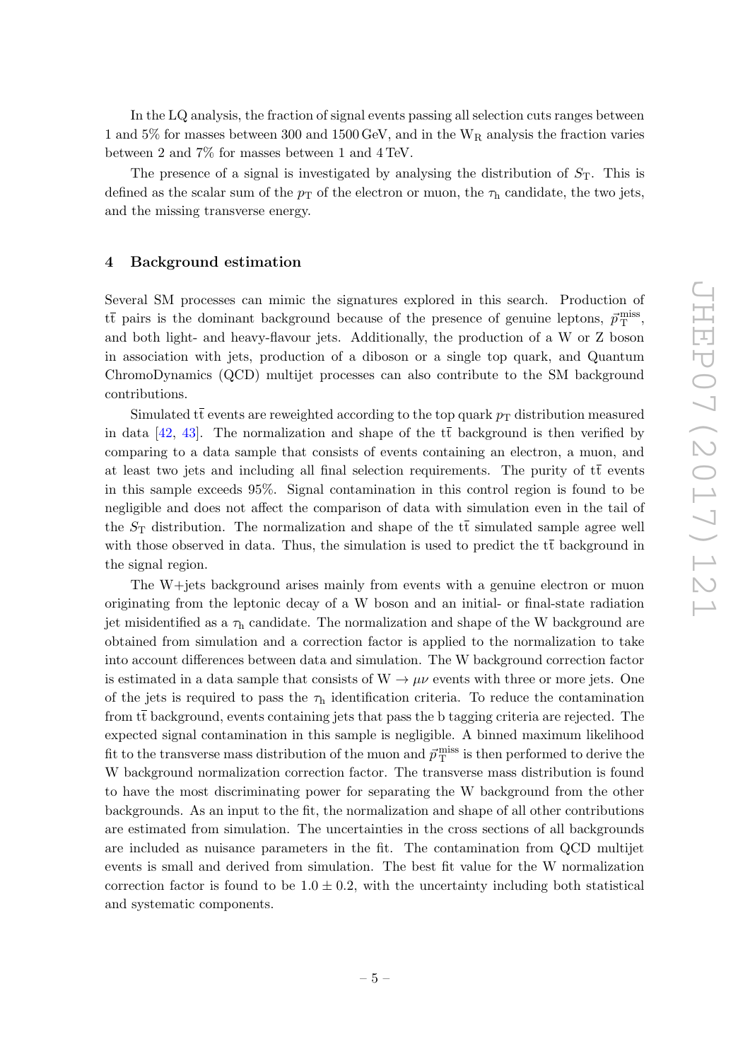In the LQ analysis, the fraction of signal events passing all selection cuts ranges between 1 and 5% for masses between 300 and 1500 GeV, and in the $W_R$ analysis the fraction varies between 2 and 7% for masses between 1 and 4 TeV.

The presence of a signal is investigated by analysing the distribution of $S_T$. This is defined as the scalar sum of the $p_T$ of the electron or muon, the $\tau_h$ candidate, the two jets, and the missing transverse energy.

## 4 Background estimation

Several SM processes can mimic the signatures explored in this search. Production of $t\bar{t}$ pairs is the dominant background because of the presence of genuine leptons, $\vec{p}_T^{\text{miss}}$, and both light- and heavy-flavour jets. Additionally, the production of a W or Z boson in association with jets, production of a diboson or a single top quark, and Quantum ChromoDynamics (QCD) multijet processes can also contribute to the SM background contributions.

Simulated $t\bar{t}$ events are reweighted according to the top quark $p_T$ distribution measured in data [42, 43]. The normalization and shape of the $t\bar{t}$ background is then verified by comparing to a data sample that consists of events containing an electron, a muon, and at least two jets and including all final selection requirements. The purity of $t\bar{t}$ events in this sample exceeds 95%. Signal contamination in this control region is found to be negligible and does not affect the comparison of data with simulation even in the tail of the $S_T$ distribution. The normalization and shape of the $t\bar{t}$ simulated sample agree well with those observed in data. Thus, the simulation is used to predict the $t\bar{t}$ background in the signal region.

The W+jets background arises mainly from events with a genuine electron or muon originating from the leptonic decay of a W boson and an initial- or final-state radiation jet misidentified as a $\tau_h$ candidate. The normalization and shape of the W background are obtained from simulation and a correction factor is applied to the normalization to take into account differences between data and simulation. The W background correction factor is estimated in a data sample that consists of $W \rightarrow \mu\nu$ events with three or more jets. One of the jets is required to pass the $\tau_h$ identification criteria. To reduce the contamination from $t\bar{t}$ background, events containing jets that pass the b tagging criteria are rejected. The expected signal contamination in this sample is negligible. A binned maximum likelihood fit to the transverse mass distribution of the muon and $\vec{p}_T^{\text{miss}}$ is then performed to derive the W background normalization correction factor. The transverse mass distribution is found to have the most discriminating power for separating the W background from the other backgrounds. As an input to the fit, the normalization and shape of all other contributions are estimated from simulation. The uncertainties in the cross sections of all backgrounds are included as nuisance parameters in the fit. The contamination from QCD multijet events is small and derived from simulation. The best fit value for the W normalization correction factor is found to be $1.0 \pm 0.2$, with the uncertainty including both statistical and systematic components.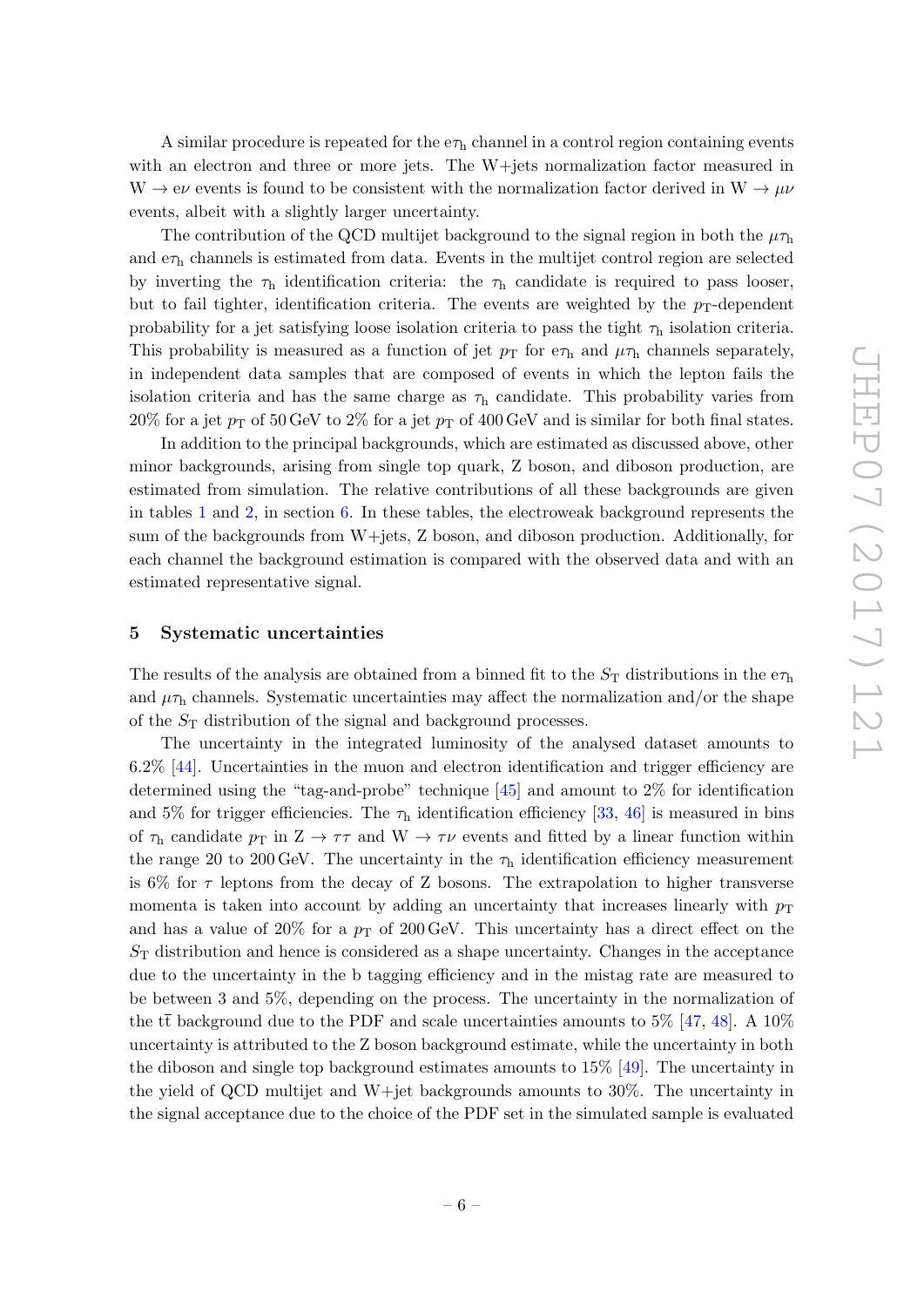A similar procedure is repeated for the $e\tau_h$ channel in a control region containing events with an electron and three or more jets. The W+jets normalization factor measured in $W \to e\nu$ events is found to be consistent with the normalization factor derived in $W \to \mu\nu$ events, albeit with a slightly larger uncertainty.

The contribution of the QCD multijet background to the signal region in both the $\mu\tau_h$ and $e\tau_h$ channels is estimated from data. Events in the multijet control region are selected by inverting the $\tau_h$ identification criteria: the $\tau_h$ candidate is required to pass looser, but to fail tighter, identification criteria. The events are weighted by the $p_T$-dependent probability for a jet satisfying loose isolation criteria to pass the tight $\tau_h$ isolation criteria. This probability is measured as a function of jet $p_T$ for $e\tau_h$ and $\mu\tau_h$ channels separately, in independent data samples that are composed of events in which the lepton fails the isolation criteria and has the same charge as $\tau_h$ candidate. This probability varies from 20% for a jet $p_T$ of 50 GeV to 2% for a jet $p_T$ of 400 GeV and is similar for both final states.

In addition to the principal backgrounds, which are estimated as discussed above, other minor backgrounds, arising from single top quark, Z boson, and diboson production, are estimated from simulation. The relative contributions of all these backgrounds are given in tables 1 and 2, in section 6. In these tables, the electroweak background represents the sum of the backgrounds from W+jets, Z boson, and diboson production. Additionally, for each channel the background estimation is compared with the observed data and with an estimated representative signal.

## 5 Systematic uncertainties

The results of the analysis are obtained from a binned fit to the $S_T$ distributions in the $e\tau_h$ and $\mu\tau_h$ channels. Systematic uncertainties may affect the normalization and/or the shape of the $S_T$ distribution of the signal and background processes.

The uncertainty in the integrated luminosity of the analysed dataset amounts to 6.2% [44]. Uncertainties in the muon and electron identification and trigger efficiency are determined using the "tag-and-probe" technique [45] and amount to 2% for identification and 5% for trigger efficiencies. The $\tau_h$ identification efficiency [33, 46] is measured in bins of $\tau_h$ candidate $p_T$ in $Z \to \tau\tau$ and $W \to \tau\nu$ events and fitted by a linear function within the range 20 to 200 GeV. The uncertainty in the $\tau_h$ identification efficiency measurement is 6% for $\tau$ leptons from the decay of Z bosons. The extrapolation to higher transverse momenta is taken into account by adding an uncertainty that increases linearly with $p_T$ and has a value of 20% for a $p_T$ of 200 GeV. This uncertainty has a direct effect on the $S_T$ distribution and hence is considered as a shape uncertainty. Changes in the acceptance due to the uncertainty in the b tagging efficiency and in the mistag rate are measured to be between 3 and 5%, depending on the process. The uncertainty in the normalization of the $t\bar{t}$ background due to the PDF and scale uncertainties amounts to 5% [47, 48]. A 10% uncertainty is attributed to the Z boson background estimate, while the uncertainty in both the diboson and single top background estimates amounts to 15% [49]. The uncertainty in the yield of QCD multijet and W+jet backgrounds amounts to 30%. The uncertainty in the signal acceptance due to the choice of the PDF set in the simulated sample is evaluated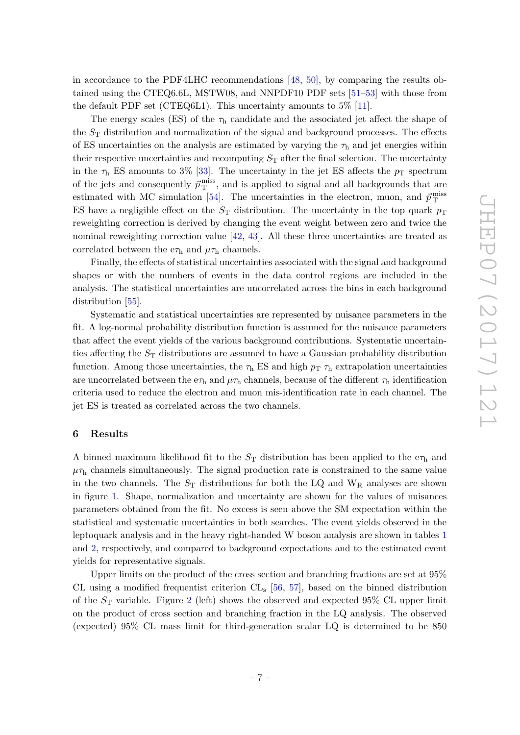in accordance to the PDF4LHC recommendations [48, 50], by comparing the results obtained using the CTEQ6.6L, MSTW08, and NNPDF10 PDF sets [51–53] with those from the default PDF set (CTEQ6L1). This uncertainty amounts to 5% [11].

The energy scales (ES) of the $\tau_h$ candidate and the associated jet affect the shape of the $S_T$ distribution and normalization of the signal and background processes. The effects of ES uncertainties on the analysis are estimated by varying the $\tau_h$ and jet energies within their respective uncertainties and recomputing $S_T$ after the final selection. The uncertainty in the $\tau_h$ ES amounts to 3% [33]. The uncertainty in the jet ES affects the $p_T$ spectrum of the jets and consequently $\vec{p}_T^{\text{miss}}$, and is applied to signal and all backgrounds that are estimated with MC simulation [54]. The uncertainties in the electron, muon, and $\vec{p}_T^{\text{miss}}$ ES have a negligible effect on the $S_T$ distribution. The uncertainty in the top quark $p_T$ reweighting correction is derived by changing the event weight between zero and twice the nominal reweighting correction value [42, 43]. All these three uncertainties are treated as correlated between the $e\tau_h$ and $\mu\tau_h$ channels.

Finally, the effects of statistical uncertainties associated with the signal and background shapes or with the numbers of events in the data control regions are included in the analysis. The statistical uncertainties are uncorrelated across the bins in each background distribution [55].

Systematic and statistical uncertainties are represented by nuisance parameters in the fit. A log-normal probability distribution function is assumed for the nuisance parameters that affect the event yields of the various background contributions. Systematic uncertainties affecting the $S_T$ distributions are assumed to have a Gaussian probability distribution function. Among those uncertainties, the $\tau_h$ ES and high $p_T$ $\tau_h$ extrapolation uncertainties are uncorrelated between the $e\tau_h$ and $\mu\tau_h$ channels, because of the different $\tau_h$ identification criteria used to reduce the electron and muon mis-identification rate in each channel. The jet ES is treated as correlated across the two channels.

## 6 Results

A binned maximum likelihood fit to the $S_T$ distribution has been applied to the $e\tau_h$ and $\mu\tau_h$ channels simultaneously. The signal production rate is constrained to the same value in the two channels. The $S_T$ distributions for both the LQ and $W_R$ analyses are shown in figure 1. Shape, normalization and uncertainty are shown for the values of nuisances parameters obtained from the fit. No excess is seen above the SM expectation within the statistical and systematic uncertainties in both searches. The event yields observed in the leptoquark analysis and in the heavy right-handed W boson analysis are shown in tables 1 and 2, respectively, and compared to background expectations and to the estimated event yields for representative signals.

Upper limits on the product of the cross section and branching fractions are set at 95% CL using a modified frequentist criterion $CL_s$ [56, 57], based on the binned distribution of the $S_T$ variable. Figure 2 (left) shows the observed and expected 95% CL upper limit on the product of cross section and branching fraction in the LQ analysis. The observed (expected) 95% CL mass limit for third-generation scalar LQ is determined to be 850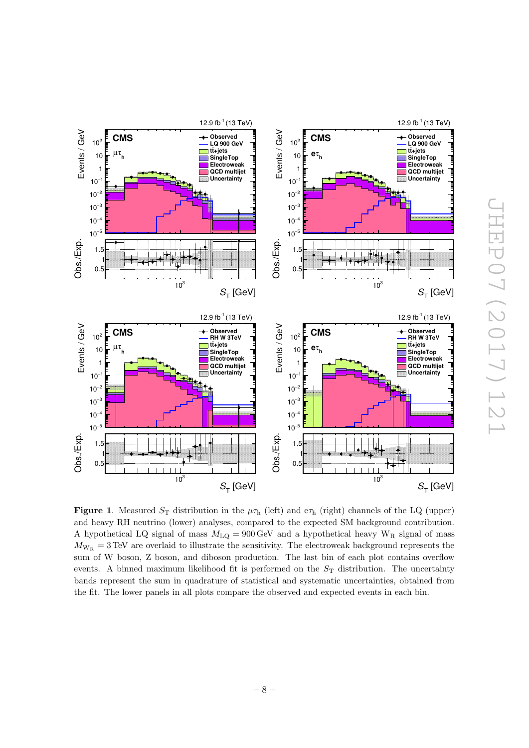**Figure 1**. Measured $S_T$ distribution in the $\mu\tau_h$ (left) and $e\tau_h$ (right) channels of the LQ (upper) and heavy RH neutrino (lower) analyses, compared to the expected SM background contribution. A hypothetical LQ signal of mass $M_{LQ} = 900\,\text{GeV}$ and a hypothetical heavy $W_R$ signal of mass $M_{W_R} = 3\,\text{TeV}$ are overlaid to illustrate the sensitivity. The electroweak background represents the sum of W boson, Z boson, and diboson production. The last bin of each plot contains overflow events. A binned maximum likelihood fit is performed on the $S_T$ distribution. The uncertainty bands represent the sum in quadrature of statistical and systematic uncertainties, obtained from the fit. The lower panels in all plots compare the observed and expected events in each bin.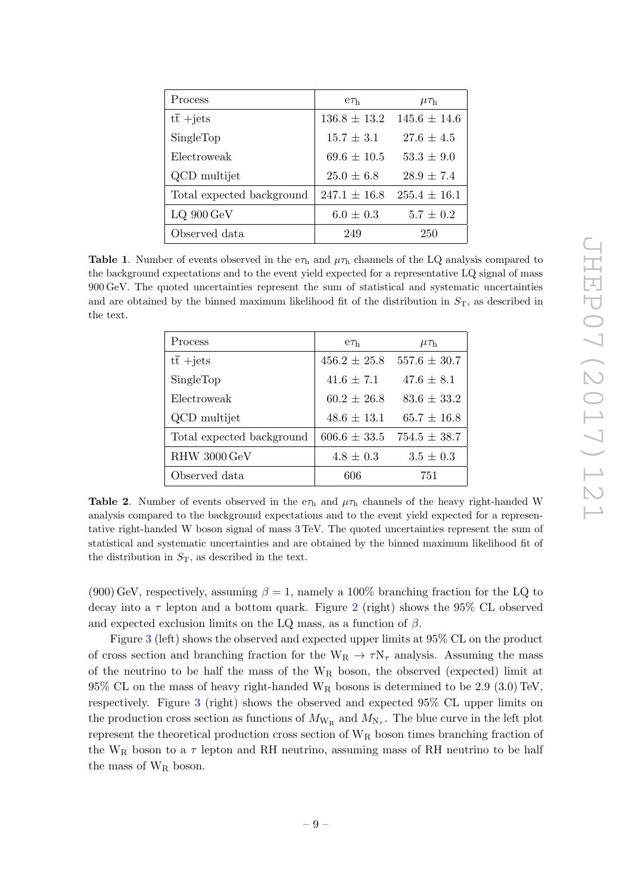| Process | $e\tau_h$ | $\mu\tau_h$ |
|---|---|---|
| $t\bar{t}$ +jets | 136.8 ± 13.2 | 145.6 ± 14.6 |
| SingleTop | 15.7 ± 3.1 | 27.6 ± 4.5 |
| Electroweak | 69.6 ± 10.5 | 53.3 ± 9.0 |
| QCD multijet | 25.0 ± 6.8 | 28.9 ± 7.4 |
| Total expected background | 247.1 ± 16.8 | 255.4 ± 16.1 |
| LQ 900 GeV | 6.0 ± 0.3 | 5.7 ± 0.2 |
| Observed data | 249 | 250 |

**Table 1**. Number of events observed in the $e\tau_h$ and $\mu\tau_h$ channels of the LQ analysis compared to the background expectations and to the event yield expected for a representative LQ signal of mass 900 GeV. The quoted uncertainties represent the sum of statistical and systematic uncertainties and are obtained by the binned maximum likelihood fit of the distribution in $S_T$, as described in the text.

| Process | $e\tau_h$ | $\mu\tau_h$ |
|---|---|---|
| $t\bar{t}$ +jets | 456.2 ± 25.8 | 557.6 ± 30.7 |
| SingleTop | 41.6 ± 7.1 | 47.6 ± 8.1 |
| Electroweak | 60.2 ± 26.8 | 83.6 ± 33.2 |
| QCD multijet | 48.6 ± 13.1 | 65.7 ± 16.8 |
| Total expected background | 606.6 ± 33.5 | 754.5 ± 38.7 |
| RHW 3000 GeV | 4.8 ± 0.3 | 3.5 ± 0.3 |
| Observed data | 606 | 751 |

**Table 2**. Number of events observed in the $e\tau_h$ and $\mu\tau_h$ channels of the heavy right-handed W analysis compared to the background expectations and to the event yield expected for a representative right-handed W boson signal of mass 3 TeV. The quoted uncertainties represent the sum of statistical and systematic uncertainties and are obtained by the binned maximum likelihood fit of the distribution in $S_T$, as described in the text.

(900) GeV, respectively, assuming $\beta = 1$, namely a 100% branching fraction for the LQ to decay into a $\tau$ lepton and a bottom quark. Figure 2 (right) shows the 95% CL observed and expected exclusion limits on the LQ mass, as a function of $\beta$.

Figure 3 (left) shows the observed and expected upper limits at 95% CL on the product of cross section and branching fraction for the $W_R \to \tau N_\tau$ analysis. Assuming the mass of the neutrino to be half the mass of the $W_R$ boson, the observed (expected) limit at 95% CL on the mass of heavy right-handed $W_R$ bosons is determined to be 2.9 (3.0) TeV, respectively. Figure 3 (right) shows the observed and expected 95% CL upper limits on the production cross section as functions of $M_{W_R}$ and $M_{N_\tau}$. The blue curve in the left plot represent the theoretical production cross section of $W_R$ boson times branching fraction of the $W_R$ boson to a $\tau$ lepton and RH neutrino, assuming mass of RH neutrino to be half the mass of $W_R$ boson.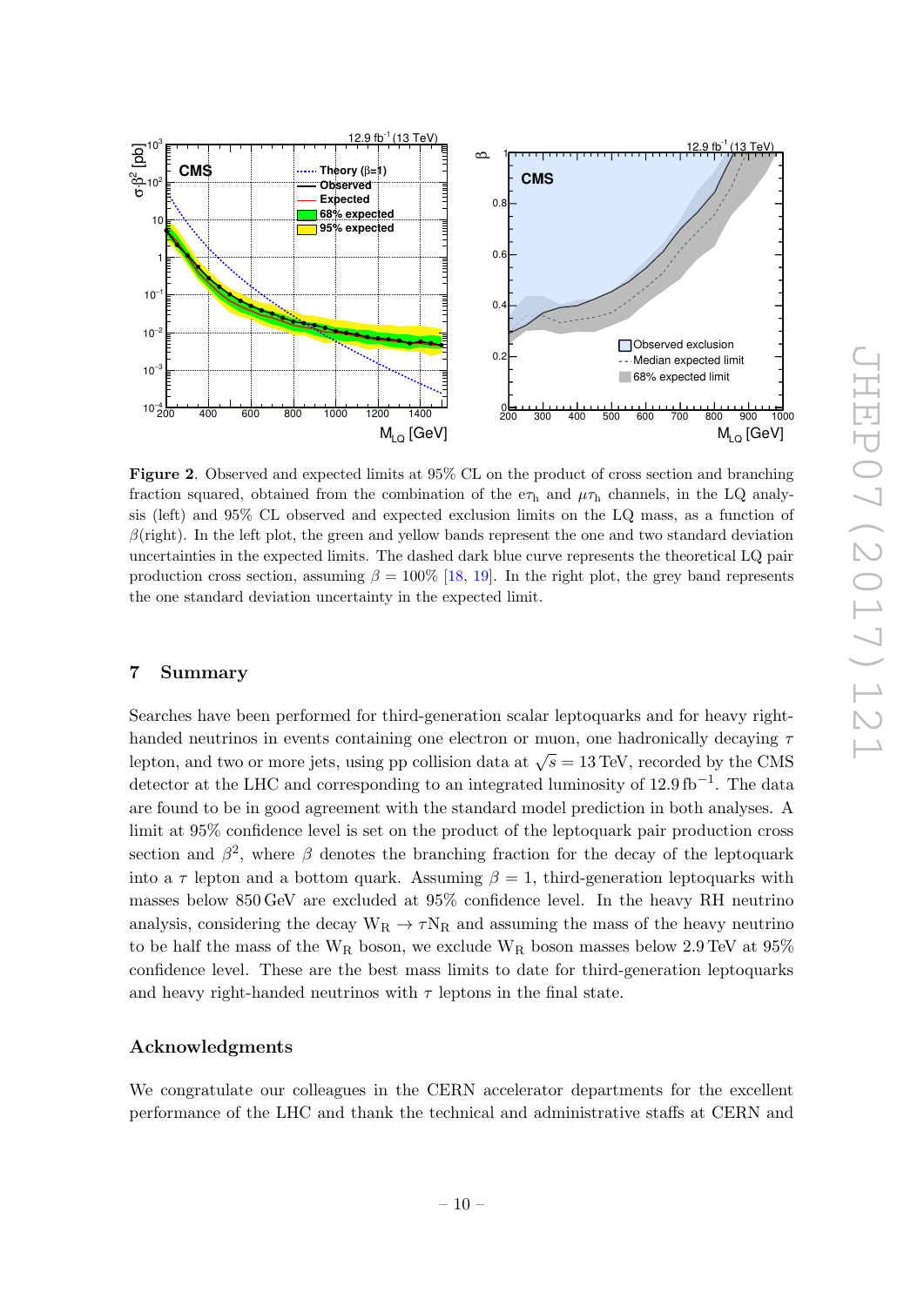**Figure 2**. Observed and expected limits at 95% CL on the product of cross section and branching fraction squared, obtained from the combination of the $e\tau_h$ and $\mu\tau_h$ channels, in the LQ analysis (left) and 95% CL observed and expected exclusion limits on the LQ mass, as a function of $\beta$(right). In the left plot, the green and yellow bands represent the one and two standard deviation uncertainties in the expected limits. The dashed dark blue curve represents the theoretical LQ pair production cross section, assuming $\beta = 100\%$ [18, 19]. In the right plot, the grey band represents the one standard deviation uncertainty in the expected limit.

## 7 Summary

Searches have been performed for third-generation scalar leptoquarks and for heavy right-handed neutrinos in events containing one electron or muon, one hadronically decaying $\tau$ lepton, and two or more jets, using pp collision data at $\sqrt{s} = 13\,\text{TeV}$, recorded by the CMS detector at the LHC and corresponding to an integrated luminosity of $12.9\,\text{fb}^{-1}$. The data are found to be in good agreement with the standard model prediction in both analyses. A limit at 95% confidence level is set on the product of the leptoquark pair production cross section and $\beta^2$, where $\beta$ denotes the branching fraction for the decay of the leptoquark into a $\tau$ lepton and a bottom quark. Assuming $\beta = 1$, third-generation leptoquarks with masses below 850 GeV are excluded at 95% confidence level. In the heavy RH neutrino analysis, considering the decay $W_R \to \tau N_R$ and assuming the mass of the heavy neutrino to be half the mass of the $W_R$ boson, we exclude $W_R$ boson masses below 2.9 TeV at 95% confidence level. These are the best mass limits to date for third-generation leptoquarks and heavy right-handed neutrinos with $\tau$ leptons in the final state.

## Acknowledgments

We congratulate our colleagues in the CERN accelerator departments for the excellent performance of the LHC and thank the technical and administrative staffs at CERN and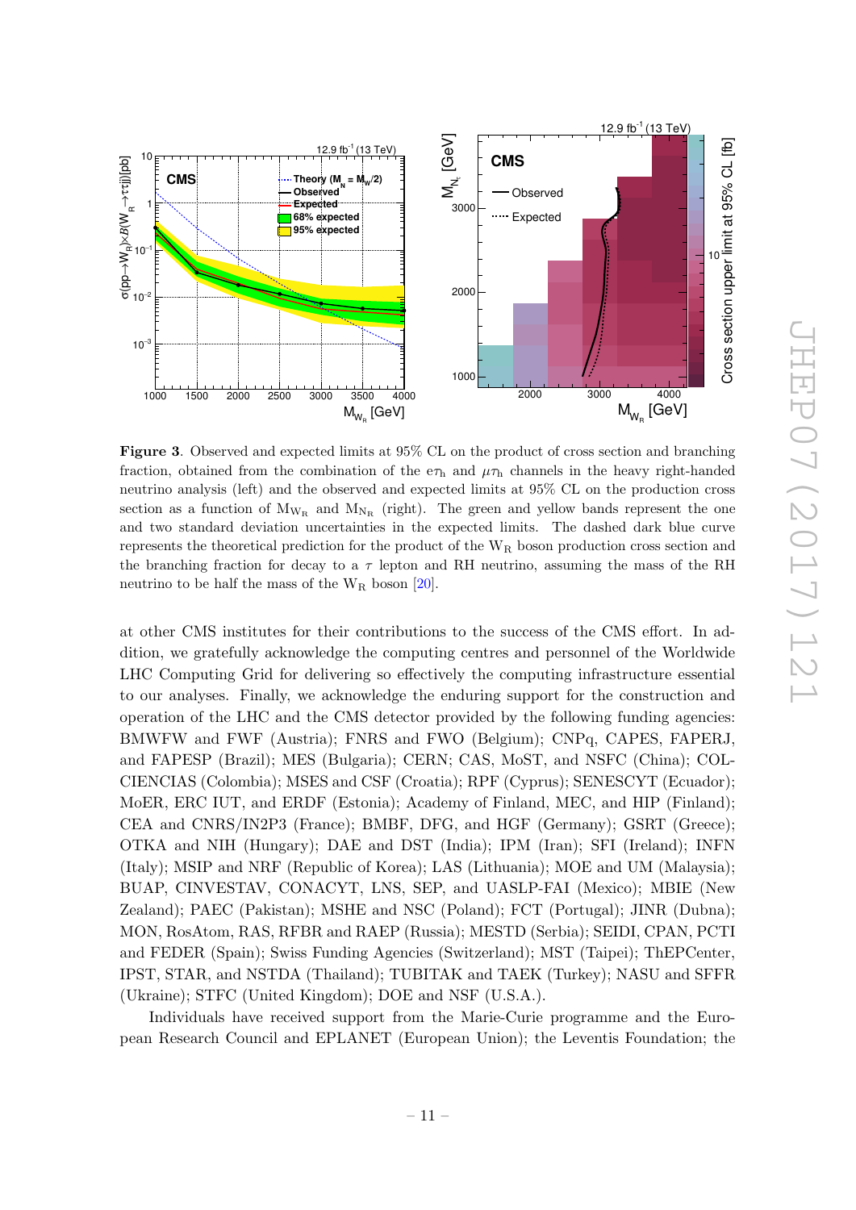**Figure 3**. Observed and expected limits at 95% CL on the product of cross section and branching fraction, obtained from the combination of the $e\tau_h$ and $\mu\tau_h$ channels in the heavy right-handed neutrino analysis (left) and the observed and expected limits at 95% CL on the production cross section as a function of $M_{W_R}$ and $M_{N_R}$ (right). The green and yellow bands represent the one and two standard deviation uncertainties in the expected limits. The dashed dark blue curve represents the theoretical prediction for the product of the $W_R$ boson production cross section and the branching fraction for decay to a $\tau$ lepton and RH neutrino, assuming the mass of the RH neutrino to be half the mass of the $W_R$ boson [20].

at other CMS institutes for their contributions to the success of the CMS effort. In addition, we gratefully acknowledge the computing centres and personnel of the Worldwide LHC Computing Grid for delivering so effectively the computing infrastructure essential to our analyses. Finally, we acknowledge the enduring support for the construction and operation of the LHC and the CMS detector provided by the following funding agencies: BMWFW and FWF (Austria); FNRS and FWO (Belgium); CNPq, CAPES, FAPERJ, and FAPESP (Brazil); MES (Bulgaria); CERN; CAS, MoST, and NSFC (China); COLCIENCIAS (Colombia); MSES and CSF (Croatia); RPF (Cyprus); SENESCYT (Ecuador); MoER, ERC IUT, and ERDF (Estonia); Academy of Finland, MEC, and HIP (Finland); CEA and CNRS/IN2P3 (France); BMBF, DFG, and HGF (Germany); GSRT (Greece); OTKA and NIH (Hungary); DAE and DST (India); IPM (Iran); SFI (Ireland); INFN (Italy); MSIP and NRF (Republic of Korea); LAS (Lithuania); MOE and UM (Malaysia); BUAP, CINVESTAV, CONACYT, LNS, SEP, and UASLP-FAI (Mexico); MBIE (New Zealand); PAEC (Pakistan); MSHE and NSC (Poland); FCT (Portugal); JINR (Dubna); MON, RosAtom, RAS, RFBR and RAEP (Russia); MESTD (Serbia); SEIDI, CPAN, PCTI and FEDER (Spain); Swiss Funding Agencies (Switzerland); MST (Taipei); ThEPCenter, IPST, STAR, and NSTDA (Thailand); TUBITAK and TAEK (Turkey); NASU and SFFR (Ukraine); STFC (United Kingdom); DOE and NSF (U.S.A.).

Individuals have received support from the Marie-Curie programme and the European Research Council and EPLANET (European Union); the Leventis Foundation; the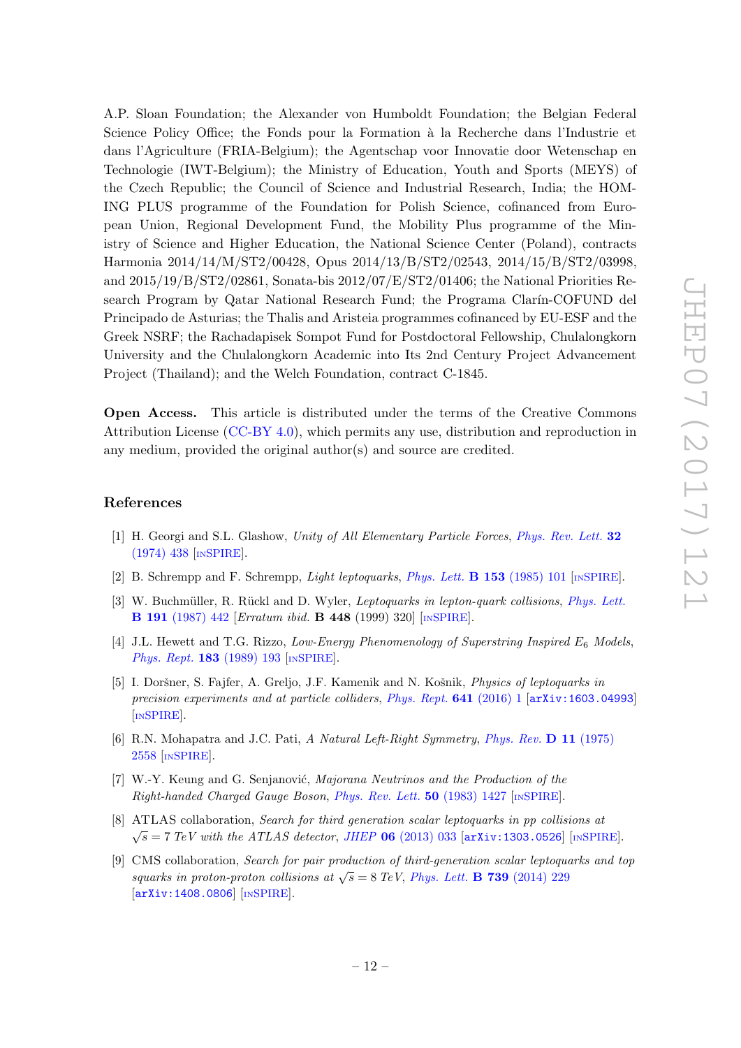A.P. Sloan Foundation; the Alexander von Humboldt Foundation; the Belgian Federal Science Policy Office; the Fonds pour la Formation à la Recherche dans l'Industrie et dans l'Agriculture (FRIA-Belgium); the Agentschap voor Innovatie door Wetenschap en Technologie (IWT-Belgium); the Ministry of Education, Youth and Sports (MEYS) of the Czech Republic; the Council of Science and Industrial Research, India; the HOMING PLUS programme of the Foundation for Polish Science, cofinanced from European Union, Regional Development Fund, the Mobility Plus programme of the Ministry of Science and Higher Education, the National Science Center (Poland), contracts Harmonia 2014/14/M/ST2/00428, Opus 2014/13/B/ST2/02543, 2014/15/B/ST2/03998, and 2015/19/B/ST2/02861, Sonata-bis 2012/07/E/ST2/01406; the National Priorities Research Program by Qatar National Research Fund; the Programa Clarín-COFUND del Principado de Asturias; the Thalis and Aristeia programmes cofinanced by EU-ESF and the Greek NSRF; the Rachadapisek Sompot Fund for Postdoctoral Fellowship, Chulalongkorn University and the Chulalongkorn Academic into Its 2nd Century Project Advancement Project (Thailand); and the Welch Foundation, contract C-1845.

**Open Access.** This article is distributed under the terms of the Creative Commons Attribution License (CC-BY 4.0), which permits any use, distribution and reproduction in any medium, provided the original author(s) and source are credited.

## References

[1] H. Georgi and S.L. Glashow, *Unity of All Elementary Particle Forces*, *Phys. Rev. Lett.* **32** (1974) 438 [INSPIRE].

[2] B. Schrempp and F. Schrempp, *Light leptoquarks*, *Phys. Lett.* **B 153** (1985) 101 [INSPIRE].

[3] W. Buchmüller, R. Rückl and D. Wyler, *Leptoquarks in lepton-quark collisions*, *Phys. Lett.* **B 191** (1987) 442 [*Erratum ibid.* **B 448** (1999) 320] [INSPIRE].

[4] J.L. Hewett and T.G. Rizzo, *Low-Energy Phenomenology of Superstring Inspired $E_6$ Models*, *Phys. Rept.* **183** (1989) 193 [INSPIRE].

[5] I. Doršner, S. Fajfer, A. Greljo, J.F. Kamenik and N. Košnik, *Physics of leptoquarks in precision experiments and at particle colliders*, *Phys. Rept.* **641** (2016) 1 [arXiv:1603.04993] [INSPIRE].

[6] R.N. Mohapatra and J.C. Pati, *A Natural Left-Right Symmetry*, *Phys. Rev.* **D 11** (1975) 2558 [INSPIRE].

[7] W.-Y. Keung and G. Senjanović, *Majorana Neutrinos and the Production of the Right-handed Charged Gauge Boson*, *Phys. Rev. Lett.* **50** (1983) 1427 [INSPIRE].

[8] ATLAS collaboration, *Search for third generation scalar leptoquarks in pp collisions at $\sqrt{s} = 7$ TeV with the ATLAS detector*, *JHEP* **06** (2013) 033 [arXiv:1303.0526] [INSPIRE].

[9] CMS collaboration, *Search for pair production of third-generation scalar leptoquarks and top squarks in proton-proton collisions at $\sqrt{s} = 8$ TeV*, *Phys. Lett.* **B 739** (2014) 229 [arXiv:1408.0806] [INSPIRE].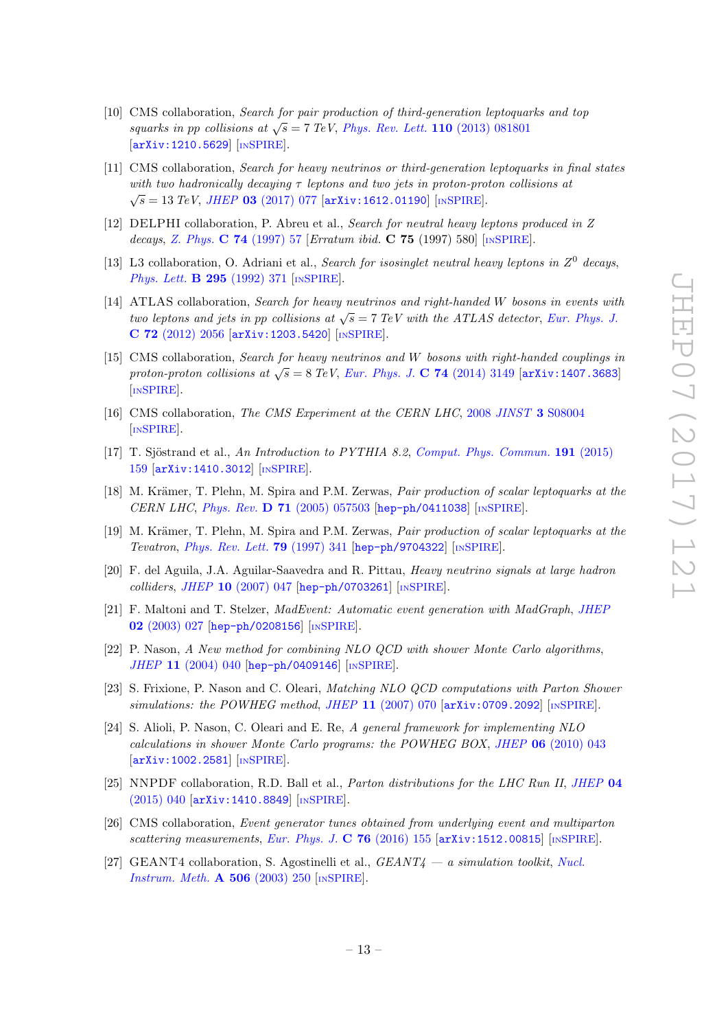- [10] CMS collaboration, *Search for pair production of third-generation leptoquarks and top squarks in pp collisions at $\sqrt{s} = 7$ TeV*, *Phys. Rev. Lett.* **110** (2013) 081801 [arXiv:1210.5629] [INSPIRE].
- [11] CMS collaboration, *Search for heavy neutrinos or third-generation leptoquarks in final states with two hadronically decaying $\tau$ leptons and two jets in proton-proton collisions at $\sqrt{s} = 13$ TeV*, *JHEP* **03** (2017) 077 [arXiv:1612.01190] [INSPIRE].
- [12] DELPHI collaboration, P. Abreu et al., *Search for neutral heavy leptons produced in Z decays*, *Z. Phys.* **C 74** (1997) 57 [*Erratum ibid.* **C 75** (1997) 580] [INSPIRE].
- [13] L3 collaboration, O. Adriani et al., *Search for isosinglet neutral heavy leptons in $Z^0$ decays*, *Phys. Lett.* **B 295** (1992) 371 [INSPIRE].
- [14] ATLAS collaboration, *Search for heavy neutrinos and right-handed W bosons in events with two leptons and jets in pp collisions at $\sqrt{s} = 7$ TeV with the ATLAS detector*, *Eur. Phys. J.* **C 72** (2012) 2056 [arXiv:1203.5420] [INSPIRE].
- [15] CMS collaboration, *Search for heavy neutrinos and W bosons with right-handed couplings in proton-proton collisions at $\sqrt{s} = 8$ TeV*, *Eur. Phys. J.* **C 74** (2014) 3149 [arXiv:1407.3683] [INSPIRE].
- [16] CMS collaboration, *The CMS Experiment at the CERN LHC*, 2008 *JINST* **3** S08004 [INSPIRE].
- [17] T. Sjöstrand et al., *An Introduction to PYTHIA 8.2*, *Comput. Phys. Commun.* **191** (2015) 159 [arXiv:1410.3012] [INSPIRE].
- [18] M. Krämer, T. Plehn, M. Spira and P.M. Zerwas, *Pair production of scalar leptoquarks at the CERN LHC*, *Phys. Rev.* **D 71** (2005) 057503 [hep-ph/0411038] [INSPIRE].
- [19] M. Krämer, T. Plehn, M. Spira and P.M. Zerwas, *Pair production of scalar leptoquarks at the Tevatron*, *Phys. Rev. Lett.* **79** (1997) 341 [hep-ph/9704322] [INSPIRE].
- [20] F. del Aguila, J.A. Aguilar-Saavedra and R. Pittau, *Heavy neutrino signals at large hadron colliders*, *JHEP* **10** (2007) 047 [hep-ph/0703261] [INSPIRE].
- [21] F. Maltoni and T. Stelzer, *MadEvent: Automatic event generation with MadGraph*, *JHEP* **02** (2003) 027 [hep-ph/0208156] [INSPIRE].
- [22] P. Nason, *A New method for combining NLO QCD with shower Monte Carlo algorithms*, *JHEP* **11** (2004) 040 [hep-ph/0409146] [INSPIRE].
- [23] S. Frixione, P. Nason and C. Oleari, *Matching NLO QCD computations with Parton Shower simulations: the POWHEG method*, *JHEP* **11** (2007) 070 [arXiv:0709.2092] [INSPIRE].
- [24] S. Alioli, P. Nason, C. Oleari and E. Re, *A general framework for implementing NLO calculations in shower Monte Carlo programs: the POWHEG BOX*, *JHEP* **06** (2010) 043 [arXiv:1002.2581] [INSPIRE].
- [25] NNPDF collaboration, R.D. Ball et al., *Parton distributions for the LHC Run II*, *JHEP* **04** (2015) 040 [arXiv:1410.8849] [INSPIRE].
- [26] CMS collaboration, *Event generator tunes obtained from underlying event and multiparton scattering measurements*, *Eur. Phys. J.* **C 76** (2016) 155 [arXiv:1512.00815] [INSPIRE].
- [27] GEANT4 collaboration, S. Agostinelli et al., *GEANT4 — a simulation toolkit*, *Nucl. Instrum. Meth.* **A 506** (2003) 250 [INSPIRE].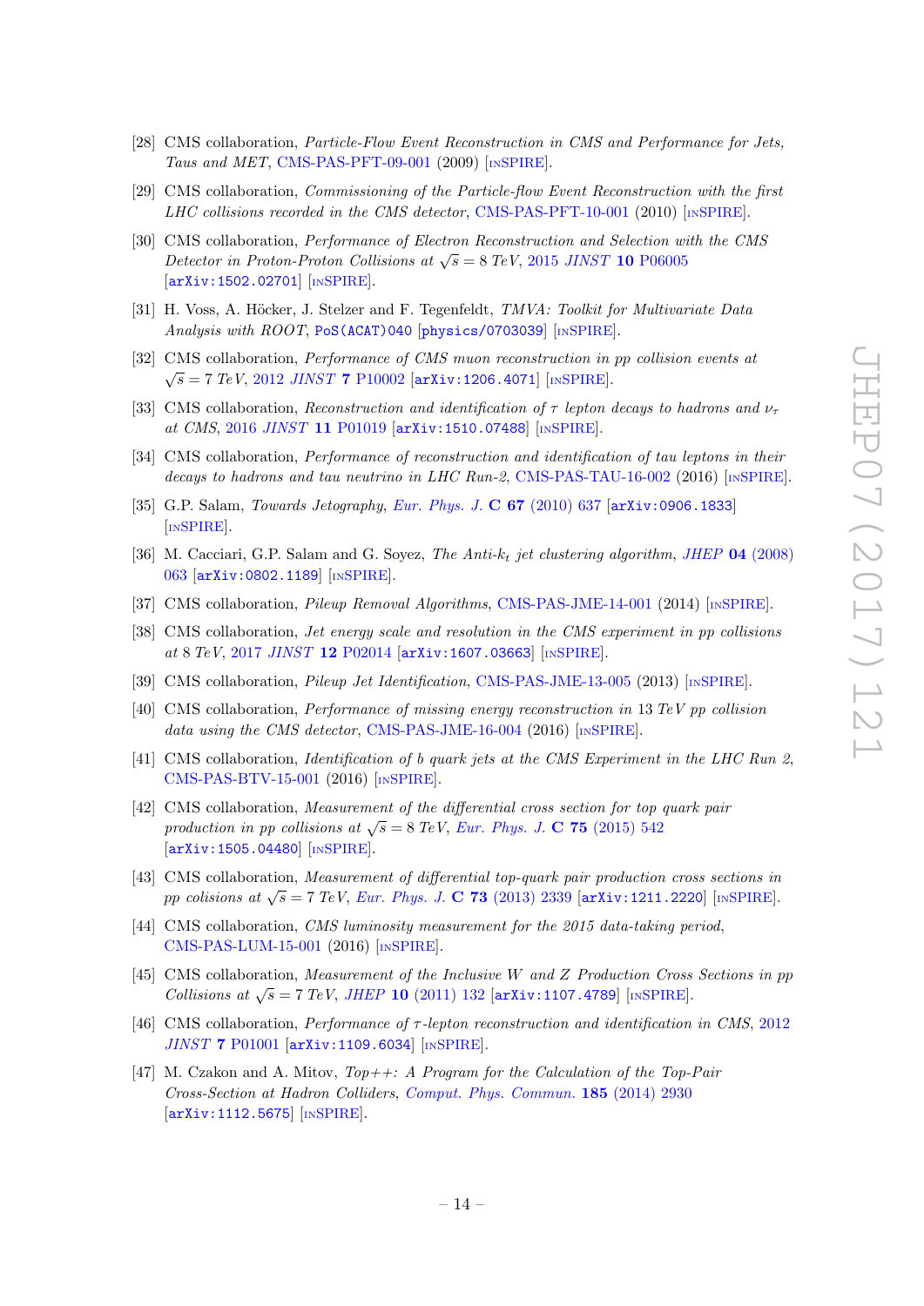[28] CMS collaboration, *Particle-Flow Event Reconstruction in CMS and Performance for Jets, Taus and MET*, CMS-PAS-PFT-09-001 (2009) [INSPIRE].

[29] CMS collaboration, *Commissioning of the Particle-flow Event Reconstruction with the first LHC collisions recorded in the CMS detector*, CMS-PAS-PFT-10-001 (2010) [INSPIRE].

[30] CMS collaboration, *Performance of Electron Reconstruction and Selection with the CMS Detector in Proton-Proton Collisions at $\sqrt{s} = 8$ TeV*, 2015 *JINST* **10** P06005 [arXiv:1502.02701] [INSPIRE].

[31] H. Voss, A. Höcker, J. Stelzer and F. Tegenfeldt, *TMVA: Toolkit for Multivariate Data Analysis with ROOT*, PoS(ACAT)040 [physics/0703039] [INSPIRE].

[32] CMS collaboration, *Performance of CMS muon reconstruction in pp collision events at $\sqrt{s} = 7$ TeV*, 2012 *JINST* **7** P10002 [arXiv:1206.4071] [INSPIRE].

[33] CMS collaboration, *Reconstruction and identification of $\tau$ lepton decays to hadrons and $\nu_\tau$ at CMS*, 2016 *JINST* **11** P01019 [arXiv:1510.07488] [INSPIRE].

[34] CMS collaboration, *Performance of reconstruction and identification of tau leptons in their decays to hadrons and tau neutrino in LHC Run-2*, CMS-PAS-TAU-16-002 (2016) [INSPIRE].

[35] G.P. Salam, *Towards Jetography*, *Eur. Phys. J.* **C 67** (2010) 637 [arXiv:0906.1833] [INSPIRE].

[36] M. Cacciari, G.P. Salam and G. Soyez, *The Anti-$k_t$ jet clustering algorithm*, *JHEP* **04** (2008) 063 [arXiv:0802.1189] [INSPIRE].

[37] CMS collaboration, *Pileup Removal Algorithms*, CMS-PAS-JME-14-001 (2014) [INSPIRE].

[38] CMS collaboration, *Jet energy scale and resolution in the CMS experiment in pp collisions at 8 TeV*, 2017 *JINST* **12** P02014 [arXiv:1607.03663] [INSPIRE].

[39] CMS collaboration, *Pileup Jet Identification*, CMS-PAS-JME-13-005 (2013) [INSPIRE].

[40] CMS collaboration, *Performance of missing energy reconstruction in 13 TeV pp collision data using the CMS detector*, CMS-PAS-JME-16-004 (2016) [INSPIRE].

[41] CMS collaboration, *Identification of b quark jets at the CMS Experiment in the LHC Run 2*, CMS-PAS-BTV-15-001 (2016) [INSPIRE].

[42] CMS collaboration, *Measurement of the differential cross section for top quark pair production in pp collisions at $\sqrt{s} = 8$ TeV*, *Eur. Phys. J.* **C 75** (2015) 542 [arXiv:1505.04480] [INSPIRE].

[43] CMS collaboration, *Measurement of differential top-quark pair production cross sections in pp colisions at $\sqrt{s} = 7$ TeV*, *Eur. Phys. J.* **C 73** (2013) 2339 [arXiv:1211.2220] [INSPIRE].

[44] CMS collaboration, *CMS luminosity measurement for the 2015 data-taking period*, CMS-PAS-LUM-15-001 (2016) [INSPIRE].

[45] CMS collaboration, *Measurement of the Inclusive W and Z Production Cross Sections in pp Collisions at $\sqrt{s} = 7$ TeV*, *JHEP* **10** (2011) 132 [arXiv:1107.4789] [INSPIRE].

[46] CMS collaboration, *Performance of $\tau$-lepton reconstruction and identification in CMS*, 2012 *JINST* **7** P01001 [arXiv:1109.6034] [INSPIRE].

[47] M. Czakon and A. Mitov, *Top++: A Program for the Calculation of the Top-Pair Cross-Section at Hadron Colliders*, *Comput. Phys. Commun.* **185** (2014) 2930 [arXiv:1112.5675] [INSPIRE].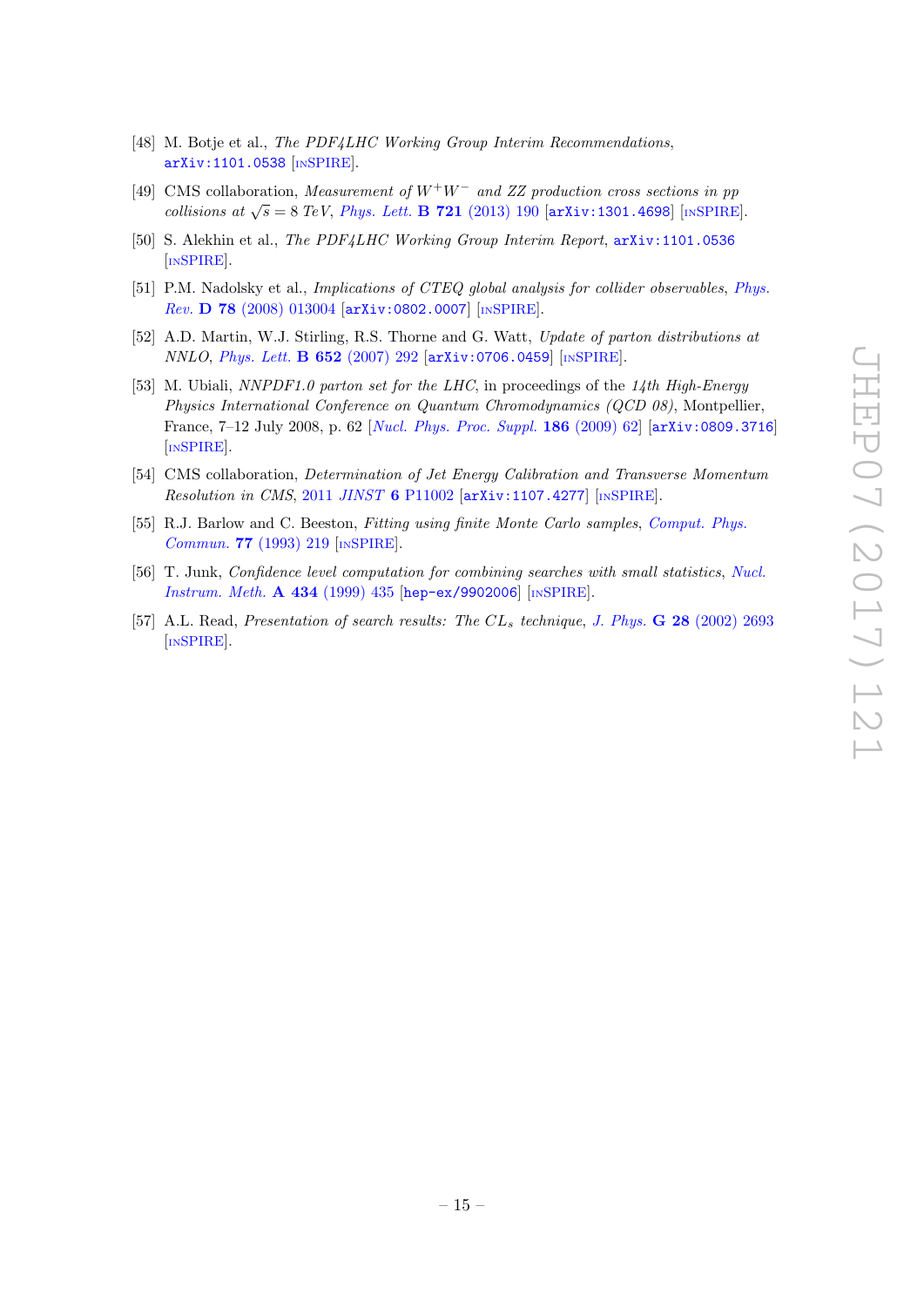[48] M. Botje et al., *The PDF4LHC Working Group Interim Recommendations*, arXiv:1101.0538 [INSPIRE].

[49] CMS collaboration, *Measurement of $W^+W^-$ and ZZ production cross sections in pp collisions at $\sqrt{s} = 8$ TeV*, Phys. Lett. **B 721** (2013) 190 [arXiv:1301.4698] [INSPIRE].

[50] S. Alekhin et al., *The PDF4LHC Working Group Interim Report*, arXiv:1101.0536 [INSPIRE].

[51] P.M. Nadolsky et al., *Implications of CTEQ global analysis for collider observables*, Phys. Rev. **D 78** (2008) 013004 [arXiv:0802.0007] [INSPIRE].

[52] A.D. Martin, W.J. Stirling, R.S. Thorne and G. Watt, *Update of parton distributions at NNLO*, Phys. Lett. **B 652** (2007) 292 [arXiv:0706.0459] [INSPIRE].

[53] M. Ubiali, *NNPDF1.0 parton set for the LHC*, in proceedings of the *14th High-Energy Physics International Conference on Quantum Chromodynamics (QCD 08)*, Montpellier, France, 7–12 July 2008, p. 62 [Nucl. Phys. Proc. Suppl. **186** (2009) 62] [arXiv:0809.3716] [INSPIRE].

[54] CMS collaboration, *Determination of Jet Energy Calibration and Transverse Momentum Resolution in CMS*, 2011 *JINST* **6** P11002 [arXiv:1107.4277] [INSPIRE].

[55] R.J. Barlow and C. Beeston, *Fitting using finite Monte Carlo samples*, Comput. Phys. Commun. **77** (1993) 219 [INSPIRE].

[56] T. Junk, *Confidence level computation for combining searches with small statistics*, Nucl. Instrum. Meth. **A 434** (1999) 435 [hep-ex/9902006] [INSPIRE].

[57] A.L. Read, *Presentation of search results: The $CL_s$ technique*, J. Phys. **G 28** (2002) 2693 [INSPIRE].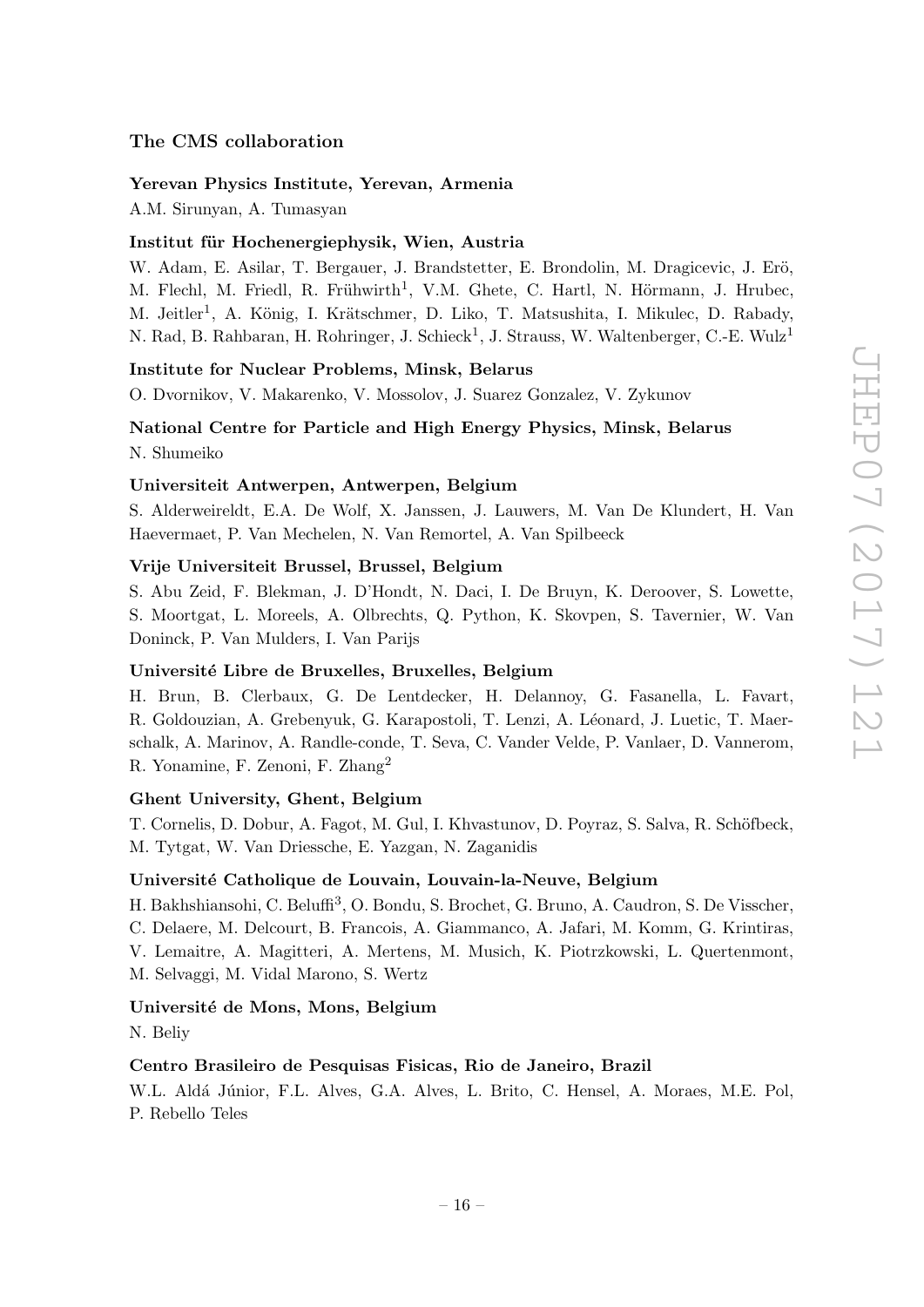### The CMS collaboration

**Yerevan Physics Institute, Yerevan, Armenia**

A.M. Sirunyan, A. Tumasyan

**Institut für Hochenergiephysik, Wien, Austria**

W. Adam, E. Asilar, T. Bergauer, J. Brandstetter, E. Brondolin, M. Dragicevic, J. Erö, M. Flechl, M. Friedl, R. Frühwirth[1], V.M. Ghete, C. Hartl, N. Hörmann, J. Hrubec, M. Jeitler[1], A. König, I. Krätschmer, D. Liko, T. Matsushita, I. Mikulec, D. Rabady, N. Rad, B. Rahbaran, H. Rohringer, J. Schieck[1], J. Strauss, W. Waltenberger, C.-E. Wulz[1]

**Institute for Nuclear Problems, Minsk, Belarus**

O. Dvornikov, V. Makarenko, V. Mossolov, J. Suarez Gonzalez, V. Zykunov

**National Centre for Particle and High Energy Physics, Minsk, Belarus**

N. Shumeiko

**Universiteit Antwerpen, Antwerpen, Belgium**

S. Alderweireldt, E.A. De Wolf, X. Janssen, J. Lauwers, M. Van De Klundert, H. Van Haevermaet, P. Van Mechelen, N. Van Remortel, A. Van Spilbeeck

**Vrije Universiteit Brussel, Brussel, Belgium**

S. Abu Zeid, F. Blekman, J. D'Hondt, N. Daci, I. De Bruyn, K. Deroover, S. Lowette, S. Moortgat, L. Moreels, A. Olbrechts, Q. Python, K. Skovpen, S. Tavernier, W. Van Doninck, P. Van Mulders, I. Van Parijs

**Université Libre de Bruxelles, Bruxelles, Belgium**

H. Brun, B. Clerbaux, G. De Lentdecker, H. Delannoy, G. Fasanella, L. Favart, R. Goldouzian, A. Grebenyuk, G. Karapostoli, T. Lenzi, A. Léonard, J. Luetic, T. Maerschalk, A. Marinov, A. Randle-conde, T. Seva, C. Vander Velde, P. Vanlaer, D. Vannerom, R. Yonamine, F. Zenoni, F. Zhang[2]

**Ghent University, Ghent, Belgium**

T. Cornelis, D. Dobur, A. Fagot, M. Gul, I. Khvastunov, D. Poyraz, S. Salva, R. Schöfbeck, M. Tytgat, W. Van Driessche, E. Yazgan, N. Zaganidis

**Université Catholique de Louvain, Louvain-la-Neuve, Belgium**

H. Bakhshiansohi, C. Beluffi[3], O. Bondu, S. Brochet, G. Bruno, A. Caudron, S. De Visscher, C. Delaere, M. Delcourt, B. Francois, A. Giammanco, A. Jafari, M. Komm, G. Krintiras, V. Lemaitre, A. Magitteri, A. Mertens, M. Musich, K. Piotrzkowski, L. Quertenmont, M. Selvaggi, M. Vidal Marono, S. Wertz

**Université de Mons, Mons, Belgium**

N. Beliy

**Centro Brasileiro de Pesquisas Fisicas, Rio de Janeiro, Brazil**

W.L. Aldá Júnior, F.L. Alves, G.A. Alves, L. Brito, C. Hensel, A. Moraes, M.E. Pol, P. Rebello Teles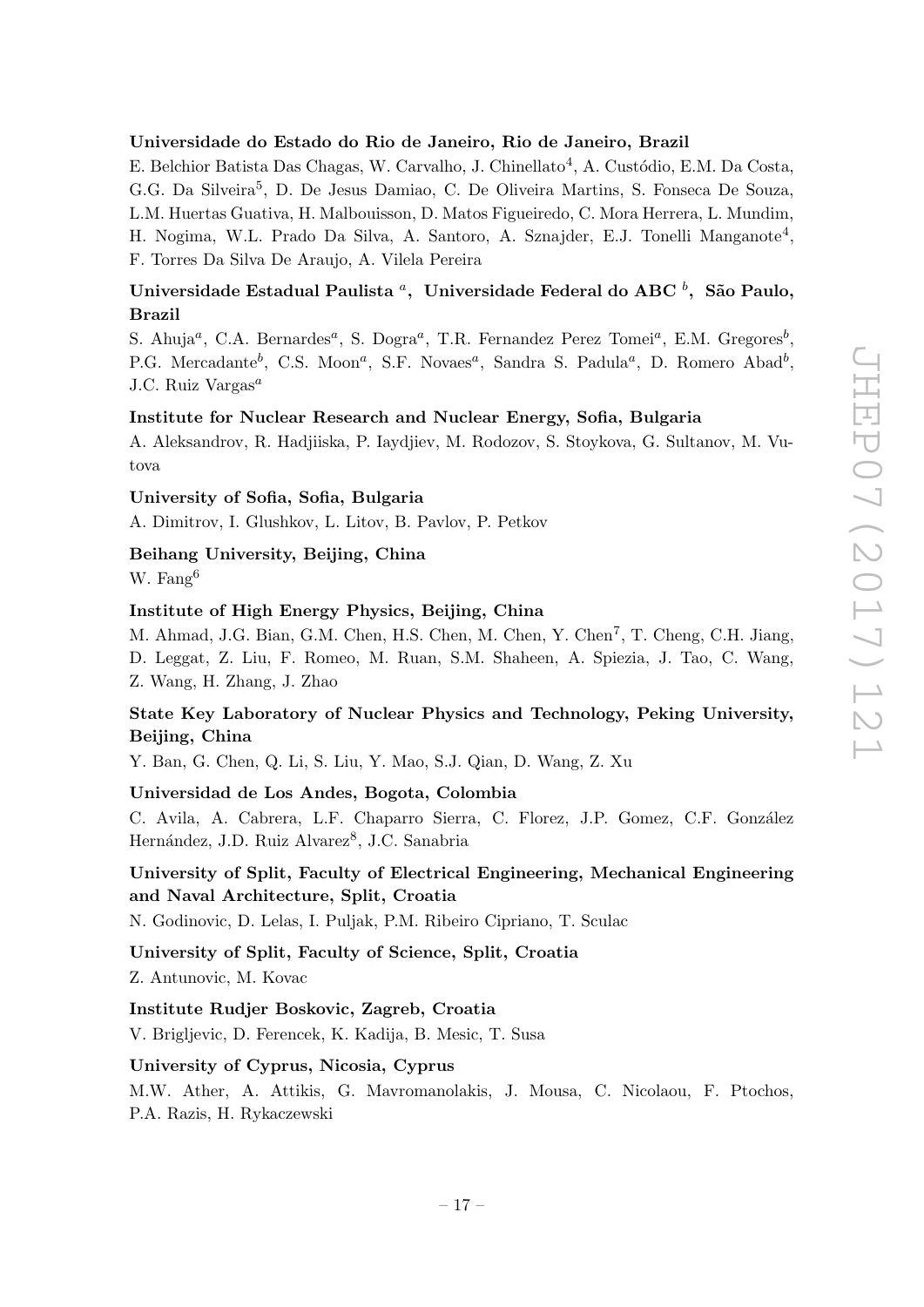**Universidade do Estado do Rio de Janeiro, Rio de Janeiro, Brazil**

E. Belchior Batista Das Chagas, W. Carvalho, J. Chinellato[4], A. Custódio, E.M. Da Costa, G.G. Da Silveira[5], D. De Jesus Damiao, C. De Oliveira Martins, S. Fonseca De Souza, L.M. Huertas Guativa, H. Malbouisson, D. Matos Figueiredo, C. Mora Herrera, L. Mundim, H. Nogima, W.L. Prado Da Silva, A. Santoro, A. Sznajder, E.J. Tonelli Manganote[4], F. Torres Da Silva De Araujo, A. Vilela Pereira

**Universidade Estadual Paulista [a], Universidade Federal do ABC [b], São Paulo, Brazil**

S. Ahuja[a], C.A. Bernardes[a], S. Dogra[a], T.R. Fernandez Perez Tomei[a], E.M. Gregores[b], P.G. Mercadante[b], C.S. Moon[a], S.F. Novaes[a], Sandra S. Padula[a], D. Romero Abad[b], J.C. Ruiz Vargas[a]

**Institute for Nuclear Research and Nuclear Energy, Sofia, Bulgaria**

A. Aleksandrov, R. Hadjiiska, P. Iaydjiev, M. Rodozov, S. Stoykova, G. Sultanov, M. Vutova

**University of Sofia, Sofia, Bulgaria**

A. Dimitrov, I. Glushkov, L. Litov, B. Pavlov, P. Petkov

**Beihang University, Beijing, China**

W. Fang[6]

**Institute of High Energy Physics, Beijing, China**

M. Ahmad, J.G. Bian, G.M. Chen, H.S. Chen, M. Chen, Y. Chen[7], T. Cheng, C.H. Jiang, D. Leggat, Z. Liu, F. Romeo, M. Ruan, S.M. Shaheen, A. Spiezia, J. Tao, C. Wang, Z. Wang, H. Zhang, J. Zhao

**State Key Laboratory of Nuclear Physics and Technology, Peking University, Beijing, China**

Y. Ban, G. Chen, Q. Li, S. Liu, Y. Mao, S.J. Qian, D. Wang, Z. Xu

**Universidad de Los Andes, Bogota, Colombia**

C. Avila, A. Cabrera, L.F. Chaparro Sierra, C. Florez, J.P. Gomez, C.F. González Hernández, J.D. Ruiz Alvarez[8], J.C. Sanabria

**University of Split, Faculty of Electrical Engineering, Mechanical Engineering and Naval Architecture, Split, Croatia**

N. Godinovic, D. Lelas, I. Puljak, P.M. Ribeiro Cipriano, T. Sculac

**University of Split, Faculty of Science, Split, Croatia**

Z. Antunovic, M. Kovac

**Institute Rudjer Boskovic, Zagreb, Croatia**

V. Brigljevic, D. Ferencek, K. Kadija, B. Mesic, T. Susa

**University of Cyprus, Nicosia, Cyprus**

M.W. Ather, A. Attikis, G. Mavromanolakis, J. Mousa, C. Nicolaou, F. Ptochos, P.A. Razis, H. Rykaczewski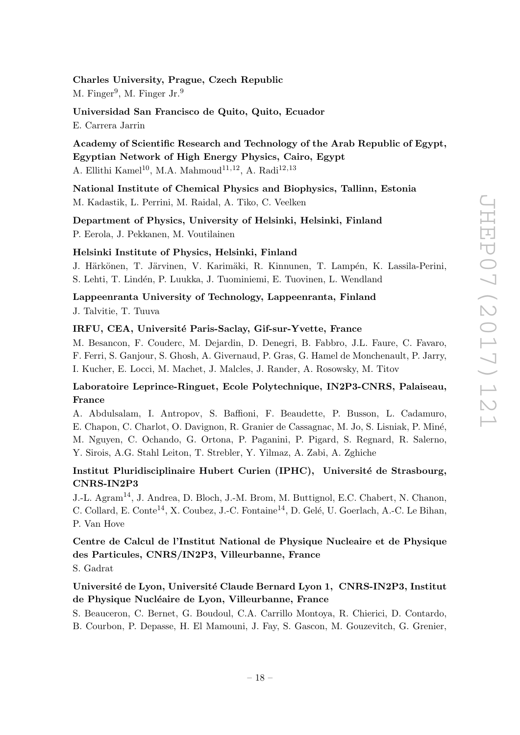**Charles University, Prague, Czech Republic**
M. Finger[9], M. Finger Jr.[9]

**Universidad San Francisco de Quito, Quito, Ecuador**
E. Carrera Jarrin

**Academy of Scientific Research and Technology of the Arab Republic of Egypt, Egyptian Network of High Energy Physics, Cairo, Egypt**
A. Ellithi Kamel[10], M.A. Mahmoud[11,12], A. Radi[12,13]

**National Institute of Chemical Physics and Biophysics, Tallinn, Estonia**
M. Kadastik, L. Perrini, M. Raidal, A. Tiko, C. Veelken

**Department of Physics, University of Helsinki, Helsinki, Finland**
P. Eerola, J. Pekkanen, M. Voutilainen

**Helsinki Institute of Physics, Helsinki, Finland**
J. Härkönen, T. Järvinen, V. Karimäki, R. Kinnunen, T. Lampén, K. Lassila-Perini, S. Lehti, T. Lindén, P. Luukka, J. Tuominiemi, E. Tuovinen, L. Wendland

**Lappeenranta University of Technology, Lappeenranta, Finland**
J. Talvitie, T. Tuuva

**IRFU, CEA, Université Paris-Saclay, Gif-sur-Yvette, France**
M. Besancon, F. Couderc, M. Dejardin, D. Denegri, B. Fabbro, J.L. Faure, C. Favaro, F. Ferri, S. Ganjour, S. Ghosh, A. Givernaud, P. Gras, G. Hamel de Monchenault, P. Jarry, I. Kucher, E. Locci, M. Machet, J. Malcles, J. Rander, A. Rosowsky, M. Titov

**Laboratoire Leprince-Ringuet, Ecole Polytechnique, IN2P3-CNRS, Palaiseau, France**
A. Abdulsalam, I. Antropov, S. Baffioni, F. Beaudette, P. Busson, L. Cadamuro, E. Chapon, C. Charlot, O. Davignon, R. Granier de Cassagnac, M. Jo, S. Lisniak, P. Miné, M. Nguyen, C. Ochando, G. Ortona, P. Paganini, P. Pigard, S. Regnard, R. Salerno, Y. Sirois, A.G. Stahl Leiton, T. Strebler, Y. Yilmaz, A. Zabi, A. Zghiche

**Institut Pluridisciplinaire Hubert Curien (IPHC), Université de Strasbourg, CNRS-IN2P3**
J.-L. Agram[14], J. Andrea, D. Bloch, J.-M. Brom, M. Buttignol, E.C. Chabert, N. Chanon, C. Collard, E. Conte[14], X. Coubez, J.-C. Fontaine[14], D. Gelé, U. Goerlach, A.-C. Le Bihan, P. Van Hove

**Centre de Calcul de l'Institut National de Physique Nucleaire et de Physique des Particules, CNRS/IN2P3, Villeurbanne, France**
S. Gadrat

**Université de Lyon, Université Claude Bernard Lyon 1, CNRS-IN2P3, Institut de Physique Nucléaire de Lyon, Villeurbanne, France**
S. Beauceron, C. Bernet, G. Boudoul, C.A. Carrillo Montoya, R. Chierici, D. Contardo, B. Courbon, P. Depasse, H. El Mamouni, J. Fay, S. Gascon, M. Gouzevitch, G. Grenier,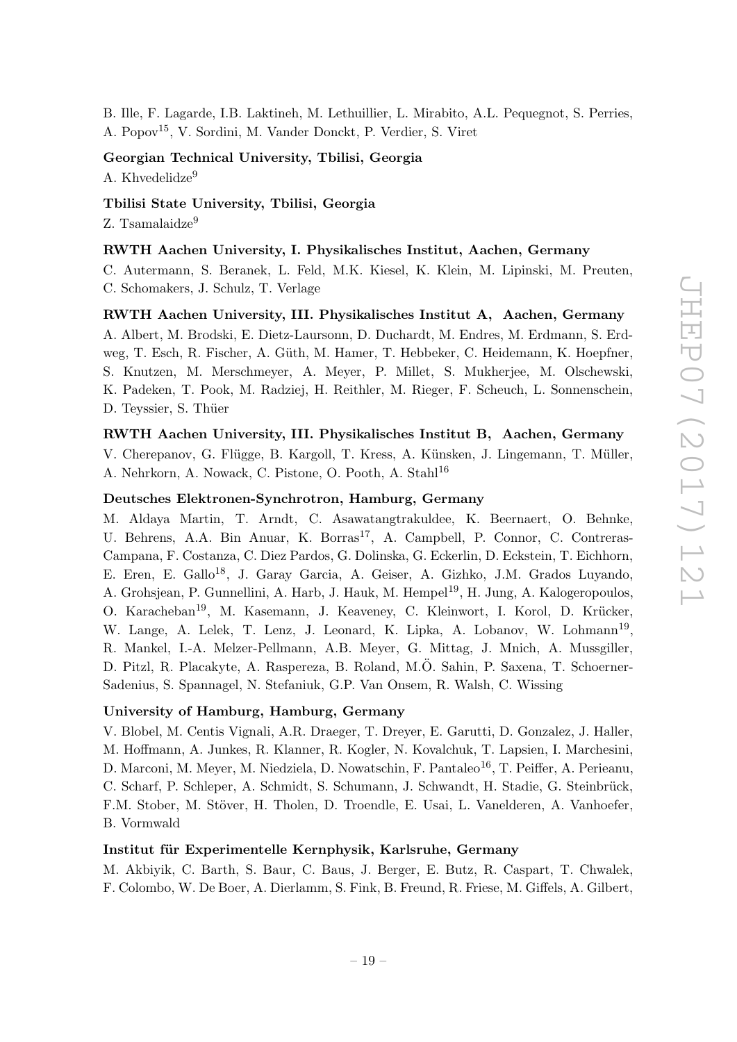B. Ille, F. Lagarde, I.B. Laktineh, M. Lethuillier, L. Mirabito, A.L. Pequegnot, S. Perries, A. Popov[15], V. Sordini, M. Vander Donckt, P. Verdier, S. Viret

**Georgian Technical University, Tbilisi, Georgia**

A. Khvedelidze[9]

**Tbilisi State University, Tbilisi, Georgia**

Z. Tsamalaidze[9]

**RWTH Aachen University, I. Physikalisches Institut, Aachen, Germany**

C. Autermann, S. Beranek, L. Feld, M.K. Kiesel, K. Klein, M. Lipinski, M. Preuten, C. Schomakers, J. Schulz, T. Verlage

**RWTH Aachen University, III. Physikalisches Institut A, Aachen, Germany**

A. Albert, M. Brodski, E. Dietz-Laursonn, D. Duchardt, M. Endres, M. Erdmann, S. Erdweg, T. Esch, R. Fischer, A. Güth, M. Hamer, T. Hebbeker, C. Heidemann, K. Hoepfner, S. Knutzen, M. Merschmeyer, A. Meyer, P. Millet, S. Mukherjee, M. Olschewski, K. Padeken, T. Pook, M. Radziej, H. Reithler, M. Rieger, F. Scheuch, L. Sonnenschein, D. Teyssier, S. Thüer

**RWTH Aachen University, III. Physikalisches Institut B, Aachen, Germany**

V. Cherepanov, G. Flügge, B. Kargoll, T. Kress, A. Künsken, J. Lingemann, T. Müller, A. Nehrkorn, A. Nowack, C. Pistone, O. Pooth, A. Stahl[16]

**Deutsches Elektronen-Synchrotron, Hamburg, Germany**

M. Aldaya Martin, T. Arndt, C. Asawatangtrakuldee, K. Beernaert, O. Behnke, U. Behrens, A.A. Bin Anuar, K. Borras[17], A. Campbell, P. Connor, C. Contreras-Campana, F. Costanza, C. Diez Pardos, G. Dolinska, G. Eckerlin, D. Eckstein, T. Eichhorn, E. Eren, E. Gallo[18], J. Garay Garcia, A. Geiser, A. Gizhko, J.M. Grados Luyando, A. Grohsjean, P. Gunnellini, A. Harb, J. Hauk, M. Hempel[19], H. Jung, A. Kalogeropoulos, O. Karacheban[19], M. Kasemann, J. Keaveney, C. Kleinwort, I. Korol, D. Krücker, W. Lange, A. Lelek, T. Lenz, J. Leonard, K. Lipka, A. Lobanov, W. Lohmann[19], R. Mankel, I.-A. Melzer-Pellmann, A.B. Meyer, G. Mittag, J. Mnich, A. Mussgiller, D. Pitzl, R. Placakyte, A. Raspereza, B. Roland, M.Ö. Sahin, P. Saxena, T. Schoerner-Sadenius, S. Spannagel, N. Stefaniuk, G.P. Van Onsem, R. Walsh, C. Wissing

**University of Hamburg, Hamburg, Germany**

V. Blobel, M. Centis Vignali, A.R. Draeger, T. Dreyer, E. Garutti, D. Gonzalez, J. Haller, M. Hoffmann, A. Junkes, R. Klanner, R. Kogler, N. Kovalchuk, T. Lapsien, I. Marchesini, D. Marconi, M. Meyer, M. Niedziela, D. Nowatschin, F. Pantaleo[16], T. Peiffer, A. Perieanu, C. Scharf, P. Schleper, A. Schmidt, S. Schumann, J. Schwandt, H. Stadie, G. Steinbrück, F.M. Stober, M. Stöver, H. Tholen, D. Troendle, E. Usai, L. Vanelderen, A. Vanhoefer, B. Vormwald

**Institut für Experimentelle Kernphysik, Karlsruhe, Germany**

M. Akbiyik, C. Barth, S. Baur, C. Baus, J. Berger, E. Butz, R. Caspart, T. Chwalek, F. Colombo, W. De Boer, A. Dierlamm, S. Fink, B. Freund, R. Friese, M. Giffels, A. Gilbert,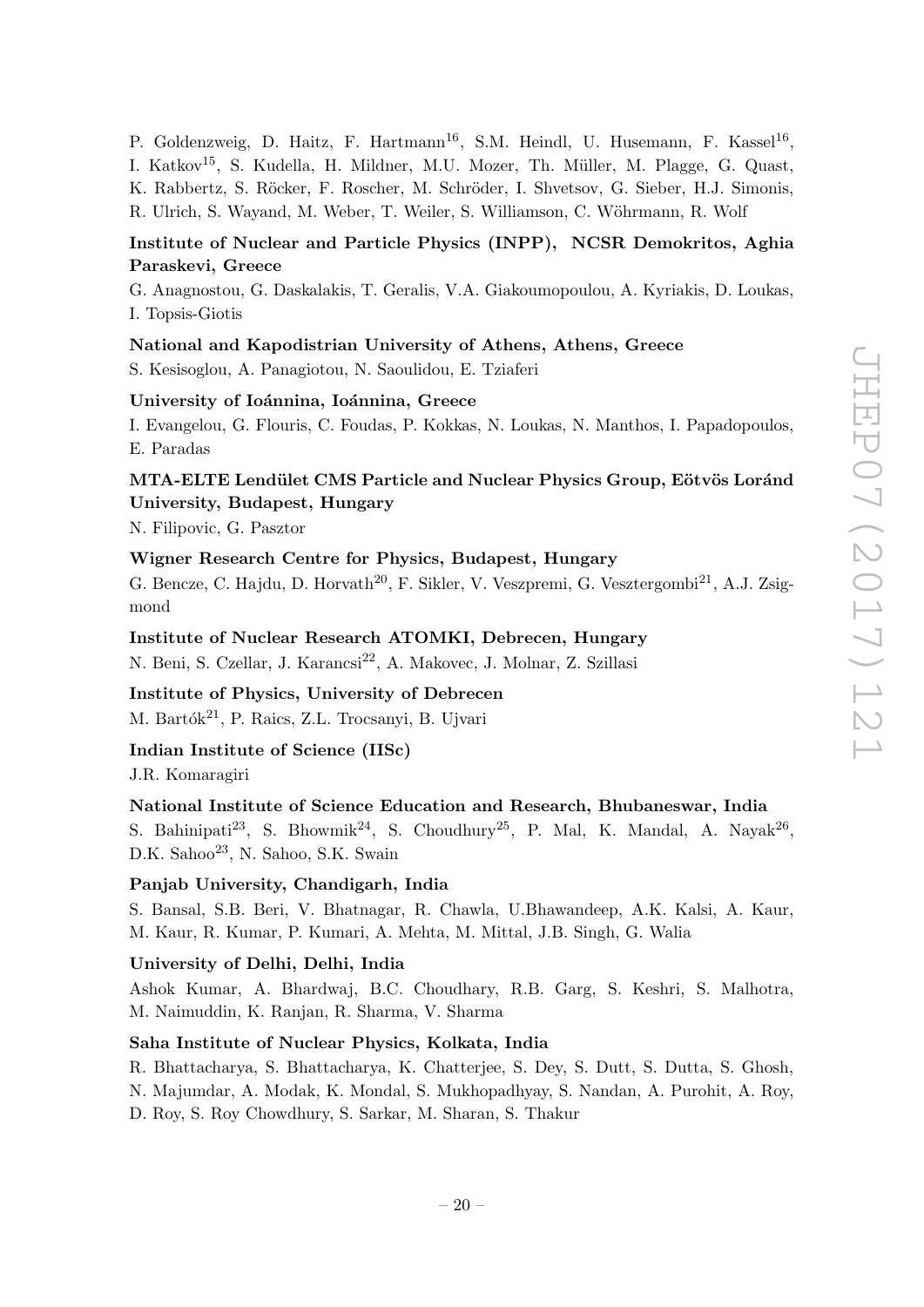P. Goldenzweig, D. Haitz, F. Hartmann[16], S.M. Heindl, U. Husemann, F. Kassel[16], I. Katkov[15], S. Kudella, H. Mildner, M.U. Mozer, Th. Müller, M. Plagge, G. Quast, K. Rabbertz, S. Röcker, F. Roscher, M. Schröder, I. Shvetsov, G. Sieber, H.J. Simonis, R. Ulrich, S. Wayand, M. Weber, T. Weiler, S. Williamson, C. Wöhrmann, R. Wolf

**Institute of Nuclear and Particle Physics (INPP), NCSR Demokritos, Aghia Paraskevi, Greece**

G. Anagnostou, G. Daskalakis, T. Geralis, V.A. Giakoumopoulou, A. Kyriakis, D. Loukas, I. Topsis-Giotis

**National and Kapodistrian University of Athens, Athens, Greece**

S. Kesisoglou, A. Panagiotou, N. Saoulidou, E. Tziaferi

**University of Ioánnina, Ioánnina, Greece**

I. Evangelou, G. Flouris, C. Foudas, P. Kokkas, N. Loukas, N. Manthos, I. Papadopoulos, E. Paradas

**MTA-ELTE Lendület CMS Particle and Nuclear Physics Group, Eötvös Loránd University, Budapest, Hungary**

N. Filipovic, G. Pasztor

**Wigner Research Centre for Physics, Budapest, Hungary**

G. Bencze, C. Hajdu, D. Horvath[20], F. Sikler, V. Veszpremi, G. Vesztergombi[21], A.J. Zsigmond

**Institute of Nuclear Research ATOMKI, Debrecen, Hungary**

N. Beni, S. Czellar, J. Karancsi[22], A. Makovec, J. Molnar, Z. Szillasi

**Institute of Physics, University of Debrecen**

M. Bartók[21], P. Raics, Z.L. Trocsanyi, B. Ujvari

**Indian Institute of Science (IISc)**

J.R. Komaragiri

**National Institute of Science Education and Research, Bhubaneswar, India**

S. Bahinipati[23], S. Bhowmik[24], S. Choudhury[25], P. Mal, K. Mandal, A. Nayak[26], D.K. Sahoo[23], N. Sahoo, S.K. Swain

**Panjab University, Chandigarh, India**

S. Bansal, S.B. Beri, V. Bhatnagar, R. Chawla, U.Bhawandeep, A.K. Kalsi, A. Kaur, M. Kaur, R. Kumar, P. Kumari, A. Mehta, M. Mittal, J.B. Singh, G. Walia

**University of Delhi, Delhi, India**

Ashok Kumar, A. Bhardwaj, B.C. Choudhary, R.B. Garg, S. Keshri, S. Malhotra, M. Naimuddin, K. Ranjan, R. Sharma, V. Sharma

**Saha Institute of Nuclear Physics, Kolkata, India**

R. Bhattacharya, S. Bhattacharya, K. Chatterjee, S. Dey, S. Dutt, S. Dutta, S. Ghosh, N. Majumdar, A. Modak, K. Mondal, S. Mukhopadhyay, S. Nandan, A. Purohit, A. Roy, D. Roy, S. Roy Chowdhury, S. Sarkar, M. Sharan, S. Thakur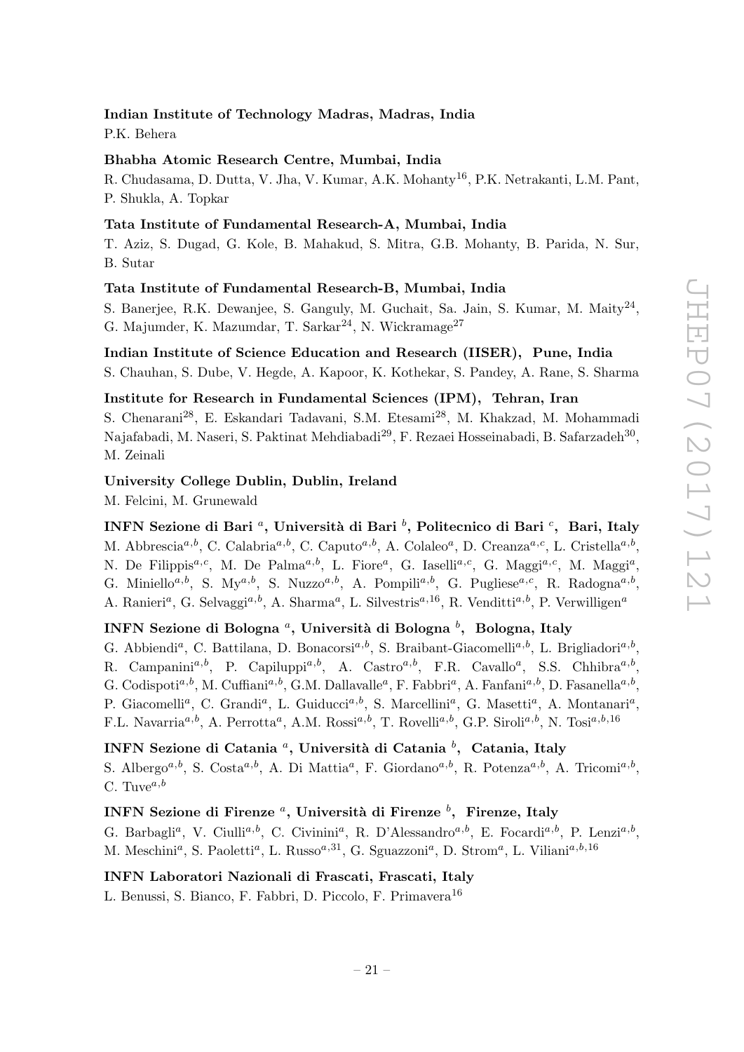**Indian Institute of Technology Madras, Madras, India**
P.K. Behera

**Bhabha Atomic Research Centre, Mumbai, India**
R. Chudasama, D. Dutta, V. Jha, V. Kumar, A.K. Mohanty[16], P.K. Netrakanti, L.M. Pant, P. Shukla, A. Topkar

**Tata Institute of Fundamental Research-A, Mumbai, India**
T. Aziz, S. Dugad, G. Kole, B. Mahakud, S. Mitra, G.B. Mohanty, B. Parida, N. Sur, B. Sutar

**Tata Institute of Fundamental Research-B, Mumbai, India**
S. Banerjee, R.K. Dewanjee, S. Ganguly, M. Guchait, Sa. Jain, S. Kumar, M. Maity[24], G. Majumder, K. Mazumdar, T. Sarkar[24], N. Wickramage[27]

**Indian Institute of Science Education and Research (IISER), Pune, India**
S. Chauhan, S. Dube, V. Hegde, A. Kapoor, K. Kothekar, S. Pandey, A. Rane, S. Sharma

**Institute for Research in Fundamental Sciences (IPM), Tehran, Iran**
S. Chenarani[28], E. Eskandari Tadavani, S.M. Etesami[28], M. Khakzad, M. Mohammadi Najafabadi, M. Naseri, S. Paktinat Mehdiabadi[29], F. Rezaei Hosseinabadi, B. Safarzadeh[30], M. Zeinali

**University College Dublin, Dublin, Ireland**
M. Felcini, M. Grunewald

**INFN Sezione di Bari [a], Università di Bari [b], Politecnico di Bari [c], Bari, Italy**
M. Abbrescia[a,b], C. Calabria[a,b], C. Caputo[a,b], A. Colaleo[a], D. Creanza[a,c], L. Cristella[a,b], N. De Filippis[a,c], M. De Palma[a,b], L. Fiore[a], G. Iaselli[a,c], G. Maggi[a,c], M. Maggi[a], G. Miniello[a,b], S. My[a,b], S. Nuzzo[a,b], A. Pompili[a,b], G. Pugliese[a,c], R. Radogna[a,b], A. Ranieri[a], G. Selvaggi[a,b], A. Sharma[a], L. Silvestris[a,16], R. Venditti[a,b], P. Verwilligen[a]

**INFN Sezione di Bologna [a], Università di Bologna [b], Bologna, Italy**
G. Abbiendi[a], C. Battilana, D. Bonacorsi[a,b], S. Braibant-Giacomelli[a,b], L. Brigliadori[a,b], R. Campanini[a,b], P. Capiluppi[a,b], A. Castro[a,b], F.R. Cavallo[a], S.S. Chhibra[a,b], G. Codispoti[a,b], M. Cuffiani[a,b], G.M. Dallavalle[a], F. Fabbri[a], A. Fanfani[a,b], D. Fasanella[a,b], P. Giacomelli[a], C. Grandi[a], L. Guiducci[a,b], S. Marcellini[a], G. Masetti[a], A. Montanari[a], F.L. Navarria[a,b], A. Perrotta[a], A.M. Rossi[a,b], T. Rovelli[a,b], G.P. Siroli[a,b], N. Tosi[a,b,16]

**INFN Sezione di Catania [a], Università di Catania [b], Catania, Italy**
S. Albergo[a,b], S. Costa[a,b], A. Di Mattia[a], F. Giordano[a,b], R. Potenza[a,b], A. Tricomi[a,b], C. Tuve[a,b]

**INFN Sezione di Firenze [a], Università di Firenze [b], Firenze, Italy**
G. Barbagli[a], V. Ciulli[a,b], C. Civinini[a], R. D'Alessandro[a,b], E. Focardi[a,b], P. Lenzi[a,b], M. Meschini[a], S. Paoletti[a], L. Russo[a,31], G. Sguazzoni[a], D. Strom[a], L. Viliani[a,b,16]

**INFN Laboratori Nazionali di Frascati, Frascati, Italy**
L. Benussi, S. Bianco, F. Fabbri, D. Piccolo, F. Primavera[16]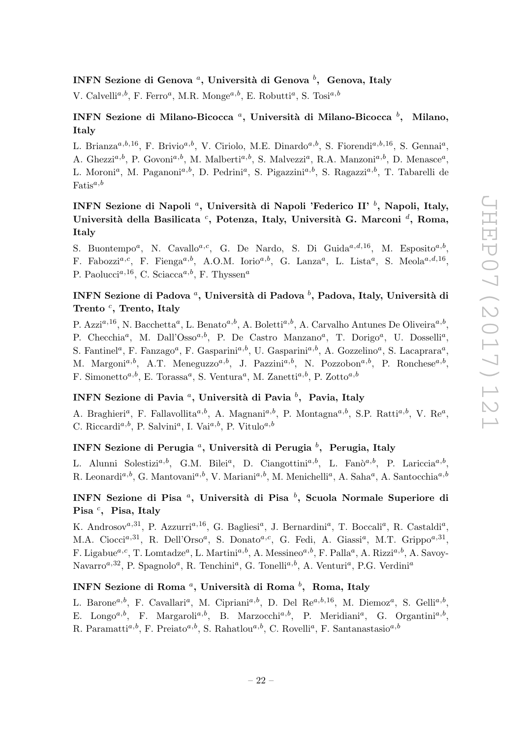### INFN Sezione di Genova [a], Università di Genova [b], Genova, Italy

V. Calvelli[a,b], F. Ferro[a], M.R. Monge[a,b], E. Robutti[a], S. Tosi[a,b]

### INFN Sezione di Milano-Bicocca [a], Università di Milano-Bicocca [b], Milano, Italy

L. Brianza[a,b,16], F. Brivio[a,b], V. Ciriolo, M.E. Dinardo[a,b], S. Fiorendi[a,b,16], S. Gennai[a], A. Ghezzi[a,b], P. Govoni[a,b], M. Malberti[a,b], S. Malvezzi[a], R.A. Manzoni[a,b], D. Menasce[a], L. Moroni[a], M. Paganoni[a,b], D. Pedrini[a], S. Pigazzini[a,b], S. Ragazzi[a,b], T. Tabarelli de Fatis[a,b]

### INFN Sezione di Napoli [a], Università di Napoli 'Federico II' [b], Napoli, Italy, Università della Basilicata [c], Potenza, Italy, Università G. Marconi [d], Roma, Italy

S. Buontempo[a], N. Cavallo[a,c], G. De Nardo, S. Di Guida[a,d,16], M. Esposito[a,b], F. Fabozzi[a,c], F. Fienga[a,b], A.O.M. Iorio[a,b], G. Lanza[a], L. Lista[a], S. Meola[a,d,16], P. Paolucci[a,16], C. Sciacca[a,b], F. Thyssen[a]

### INFN Sezione di Padova [a], Università di Padova [b], Padova, Italy, Università di Trento [c], Trento, Italy

P. Azzi[a,16], N. Bacchetta[a], L. Benato[a,b], A. Boletti[a,b], A. Carvalho Antunes De Oliveira[a,b], P. Checchia[a], M. Dall'Osso[a,b], P. De Castro Manzano[a], T. Dorigo[a], U. Dosselli[a], S. Fantinel[a], F. Fanzago[a], F. Gasparini[a,b], U. Gasparini[a,b], A. Gozzelino[a], S. Lacaprara[a], M. Margoni[a,b], A.T. Meneguzzo[a,b], J. Pazzini[a,b], N. Pozzobon[a,b], P. Ronchese[a,b], F. Simonetto[a,b], E. Torassa[a], S. Ventura[a], M. Zanetti[a,b], P. Zotto[a,b]

### INFN Sezione di Pavia [a], Università di Pavia [b], Pavia, Italy

A. Braghieri[a], F. Fallavollita[a,b], A. Magnani[a,b], P. Montagna[a,b], S.P. Ratti[a,b], V. Re[a], C. Riccardi[a,b], P. Salvini[a], I. Vai[a,b], P. Vitulo[a,b]

### INFN Sezione di Perugia [a], Università di Perugia [b], Perugia, Italy

L. Alunni Solestizi[a,b], G.M. Bilei[a], D. Ciangottini[a,b], L. Fanò[a,b], P. Lariccia[a,b], R. Leonardi[a,b], G. Mantovani[a,b], V. Mariani[a,b], M. Menichelli[a], A. Saha[a], A. Santocchia[a,b]

### INFN Sezione di Pisa [a], Università di Pisa [b], Scuola Normale Superiore di Pisa [c], Pisa, Italy

K. Androsov[a,31], P. Azzurri[a,16], G. Bagliesi[a], J. Bernardini[a], T. Boccali[a], R. Castaldi[a], M.A. Ciocci[a,31], R. Dell'Orso[a], S. Donato[a,c], G. Fedi, A. Giassi[a], M.T. Grippo[a,31], F. Ligabue[a,c], T. Lomtadze[a], L. Martini[a,b], A. Messineo[a,b], F. Palla[a], A. Rizzi[a,b], A. Savoy-Navarro[a,32], P. Spagnolo[a], R. Tenchini[a], G. Tonelli[a,b], A. Venturi[a], P.G. Verdini[a]

### INFN Sezione di Roma [a], Università di Roma [b], Roma, Italy

L. Barone[a,b], F. Cavallari[a], M. Cipriani[a,b], D. Del Re[a,b,16], M. Diemoz[a], S. Gelli[a,b], E. Longo[a,b], F. Margaroli[a,b], B. Marzocchi[a,b], P. Meridiani[a], G. Organtini[a,b], R. Paramatti[a,b], F. Preiato[a,b], S. Rahatlou[a,b], C. Rovelli[a], F. Santanastasio[a,b]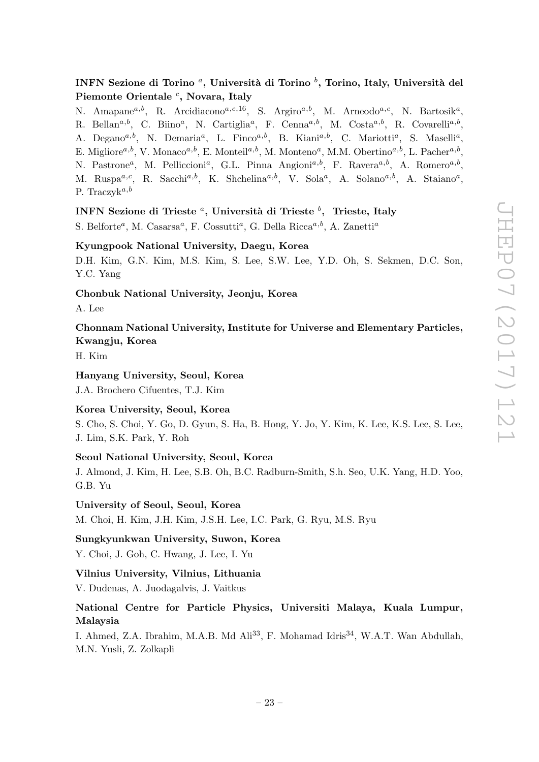### INFN Sezione di Torino [a], Università di Torino [b], Torino, Italy, Università del Piemonte Orientale [c], Novara, Italy

N. Amapane[a,b], R. Arcidiacono[a,c,16], S. Argiro[a,b], M. Arneodo[a,c], N. Bartosik[a], R. Bellan[a,b], C. Biino[a], N. Cartiglia[a], F. Cenna[a,b], M. Costa[a,b], R. Covarelli[a,b], A. Degano[a,b], N. Demaria[a], L. Finco[a,b], B. Kiani[a,b], C. Mariotti[a], S. Maselli[a], E. Migliore[a,b], V. Monaco[a,b], E. Monteil[a,b], M. Monteno[a], M.M. Obertino[a,b], L. Pacher[a,b], N. Pastrone[a], M. Pelliccioni[a], G.L. Pinna Angioni[a,b], F. Ravera[a,b], A. Romero[a,b], M. Ruspa[a,c], R. Sacchi[a,b], K. Shchelina[a,b], V. Sola[a], A. Solano[a,b], A. Staiano[a], P. Traczyk[a,b]

### INFN Sezione di Trieste [a], Università di Trieste [b], Trieste, Italy

S. Belforte[a], M. Casarsa[a], F. Cossutti[a], G. Della Ricca[a,b], A. Zanetti[a]

### Kyungpook National University, Daegu, Korea

D.H. Kim, G.N. Kim, M.S. Kim, S. Lee, S.W. Lee, Y.D. Oh, S. Sekmen, D.C. Son, Y.C. Yang

### Chonbuk National University, Jeonju, Korea

A. Lee

### Chonnam National University, Institute for Universe and Elementary Particles, Kwangju, Korea

H. Kim

### Hanyang University, Seoul, Korea

J.A. Brochero Cifuentes, T.J. Kim

### Korea University, Seoul, Korea

S. Cho, S. Choi, Y. Go, D. Gyun, S. Ha, B. Hong, Y. Jo, Y. Kim, K. Lee, K.S. Lee, S. Lee, J. Lim, S.K. Park, Y. Roh

### Seoul National University, Seoul, Korea

J. Almond, J. Kim, H. Lee, S.B. Oh, B.C. Radburn-Smith, S.h. Seo, U.K. Yang, H.D. Yoo, G.B. Yu

### University of Seoul, Seoul, Korea

M. Choi, H. Kim, J.H. Kim, J.S.H. Lee, I.C. Park, G. Ryu, M.S. Ryu

### Sungkyunkwan University, Suwon, Korea

Y. Choi, J. Goh, C. Hwang, J. Lee, I. Yu

### Vilnius University, Vilnius, Lithuania

V. Dudenas, A. Juodagalvis, J. Vaitkus

### National Centre for Particle Physics, Universiti Malaya, Kuala Lumpur, Malaysia

I. Ahmed, Z.A. Ibrahim, M.A.B. Md Ali[33], F. Mohamad Idris[34], W.A.T. Wan Abdullah, M.N. Yusli, Z. Zolkapli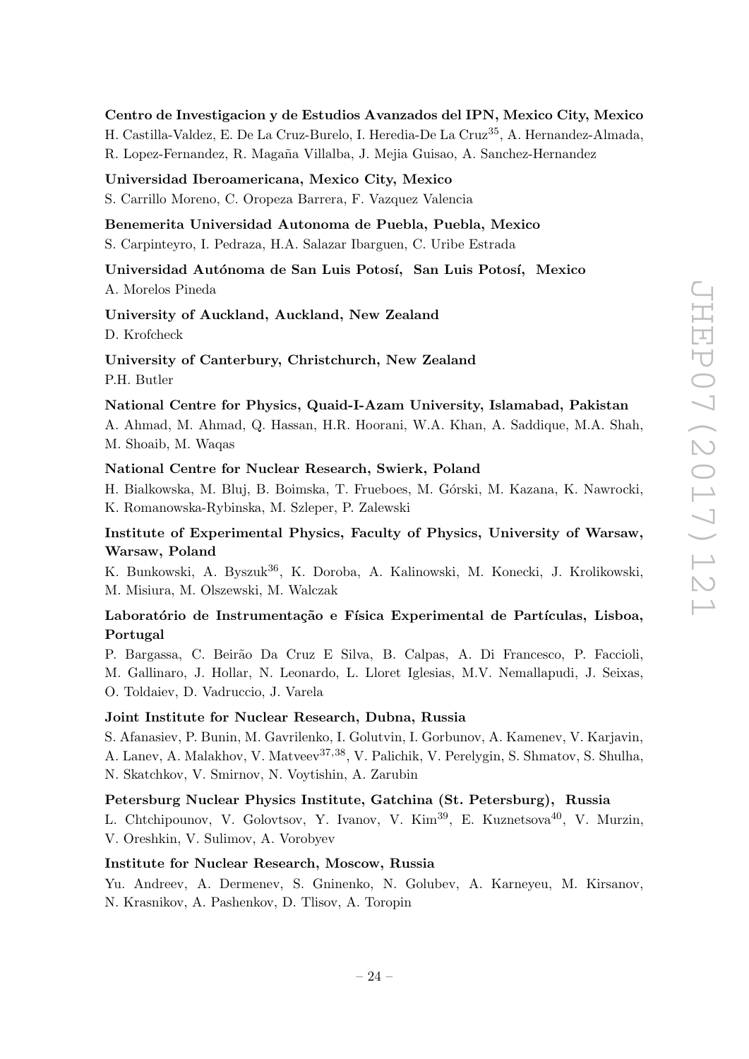**Centro de Investigacion y de Estudios Avanzados del IPN, Mexico City, Mexico**
H. Castilla-Valdez, E. De La Cruz-Burelo, I. Heredia-De La Cruz[35], A. Hernandez-Almada, R. Lopez-Fernandez, R. Magaña Villalba, J. Mejia Guisao, A. Sanchez-Hernandez

**Universidad Iberoamericana, Mexico City, Mexico**
S. Carrillo Moreno, C. Oropeza Barrera, F. Vazquez Valencia

**Benemerita Universidad Autonoma de Puebla, Puebla, Mexico**
S. Carpinteyro, I. Pedraza, H.A. Salazar Ibarguen, C. Uribe Estrada

**Universidad Autónoma de San Luis Potosí, San Luis Potosí, Mexico**
A. Morelos Pineda

**University of Auckland, Auckland, New Zealand**
D. Krofcheck

**University of Canterbury, Christchurch, New Zealand**
P.H. Butler

**National Centre for Physics, Quaid-I-Azam University, Islamabad, Pakistan**
A. Ahmad, M. Ahmad, Q. Hassan, H.R. Hoorani, W.A. Khan, A. Saddique, M.A. Shah, M. Shoaib, M. Waqas

**National Centre for Nuclear Research, Swierk, Poland**
H. Bialkowska, M. Bluj, B. Boimska, T. Frueboes, M. Górski, M. Kazana, K. Nawrocki, K. Romanowska-Rybinska, M. Szleper, P. Zalewski

**Institute of Experimental Physics, Faculty of Physics, University of Warsaw, Warsaw, Poland**
K. Bunkowski, A. Byszuk[36], K. Doroba, A. Kalinowski, M. Konecki, J. Krolikowski, M. Misiura, M. Olszewski, M. Walczak

**Laboratório de Instrumentação e Física Experimental de Partículas, Lisboa, Portugal**
P. Bargassa, C. Beirão Da Cruz E Silva, B. Calpas, A. Di Francesco, P. Faccioli, M. Gallinaro, J. Hollar, N. Leonardo, L. Lloret Iglesias, M.V. Nemallapudi, J. Seixas, O. Toldaiev, D. Vadruccio, J. Varela

**Joint Institute for Nuclear Research, Dubna, Russia**
S. Afanasiev, P. Bunin, M. Gavrilenko, I. Golutvin, I. Gorbunov, A. Kamenev, V. Karjavin, A. Lanev, A. Malakhov, V. Matveev[37,38], V. Palichik, V. Perelygin, S. Shmatov, S. Shulha, N. Skatchkov, V. Smirnov, N. Voytishin, A. Zarubin

**Petersburg Nuclear Physics Institute, Gatchina (St. Petersburg), Russia**
L. Chtchipounov, V. Golovtsov, Y. Ivanov, V. Kim[39], E. Kuznetsova[40], V. Murzin, V. Oreshkin, V. Sulimov, A. Vorobyev

**Institute for Nuclear Research, Moscow, Russia**
Yu. Andreev, A. Dermenev, S. Gninenko, N. Golubev, A. Karneyeu, M. Kirsanov, N. Krasnikov, A. Pashenkov, D. Tlisov, A. Toropin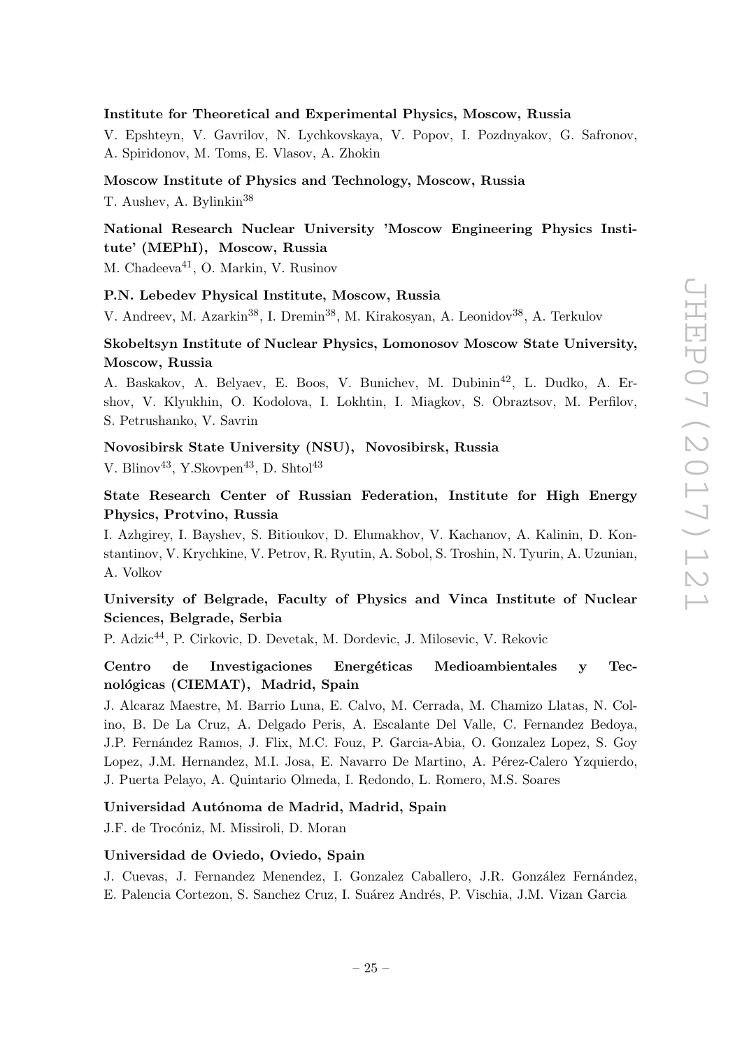**Institute for Theoretical and Experimental Physics, Moscow, Russia**

V. Epshteyn, V. Gavrilov, N. Lychkovskaya, V. Popov, I. Pozdnyakov, G. Safronov, A. Spiridonov, M. Toms, E. Vlasov, A. Zhokin

**Moscow Institute of Physics and Technology, Moscow, Russia**

T. Aushev, A. Bylinkin[38]

**National Research Nuclear University 'Moscow Engineering Physics Institute' (MEPhI), Moscow, Russia**

M. Chadeeva[41], O. Markin, V. Rusinov

**P.N. Lebedev Physical Institute, Moscow, Russia**

V. Andreev, M. Azarkin[38], I. Dremin[38], M. Kirakosyan, A. Leonidov[38], A. Terkulov

**Skobeltsyn Institute of Nuclear Physics, Lomonosov Moscow State University, Moscow, Russia**

A. Baskakov, A. Belyaev, E. Boos, V. Bunichev, M. Dubinin[42], L. Dudko, A. Ershov, V. Klyukhin, O. Kodolova, I. Lokhtin, I. Miagkov, S. Obraztsov, M. Perfilov, S. Petrushanko, V. Savrin

**Novosibirsk State University (NSU), Novosibirsk, Russia**

V. Blinov[43], Y.Skovpen[43], D. Shtol[43]

**State Research Center of Russian Federation, Institute for High Energy Physics, Protvino, Russia**

I. Azhgirey, I. Bayshev, S. Bitioukov, D. Elumakhov, V. Kachanov, A. Kalinin, D. Konstantinov, V. Krychkine, V. Petrov, R. Ryutin, A. Sobol, S. Troshin, N. Tyurin, A. Uzunian, A. Volkov

**University of Belgrade, Faculty of Physics and Vinca Institute of Nuclear Sciences, Belgrade, Serbia**

P. Adzic[44], P. Cirkovic, D. Devetak, M. Dordevic, J. Milosevic, V. Rekovic

**Centro de Investigaciones Energéticas Medioambientales y Tecnológicas (CIEMAT), Madrid, Spain**

J. Alcaraz Maestre, M. Barrio Luna, E. Calvo, M. Cerrada, M. Chamizo Llatas, N. Colino, B. De La Cruz, A. Delgado Peris, A. Escalante Del Valle, C. Fernandez Bedoya, J.P. Fernández Ramos, J. Flix, M.C. Fouz, P. Garcia-Abia, O. Gonzalez Lopez, S. Goy Lopez, J.M. Hernandez, M.I. Josa, E. Navarro De Martino, A. Pérez-Calero Yzquierdo, J. Puerta Pelayo, A. Quintario Olmeda, I. Redondo, L. Romero, M.S. Soares

**Universidad Autónoma de Madrid, Madrid, Spain**

J.F. de Trocóniz, M. Missiroli, D. Moran

**Universidad de Oviedo, Oviedo, Spain**

J. Cuevas, J. Fernandez Menendez, I. Gonzalez Caballero, J.R. González Fernández, E. Palencia Cortezon, S. Sanchez Cruz, I. Suárez Andrés, P. Vischia, J.M. Vizan Garcia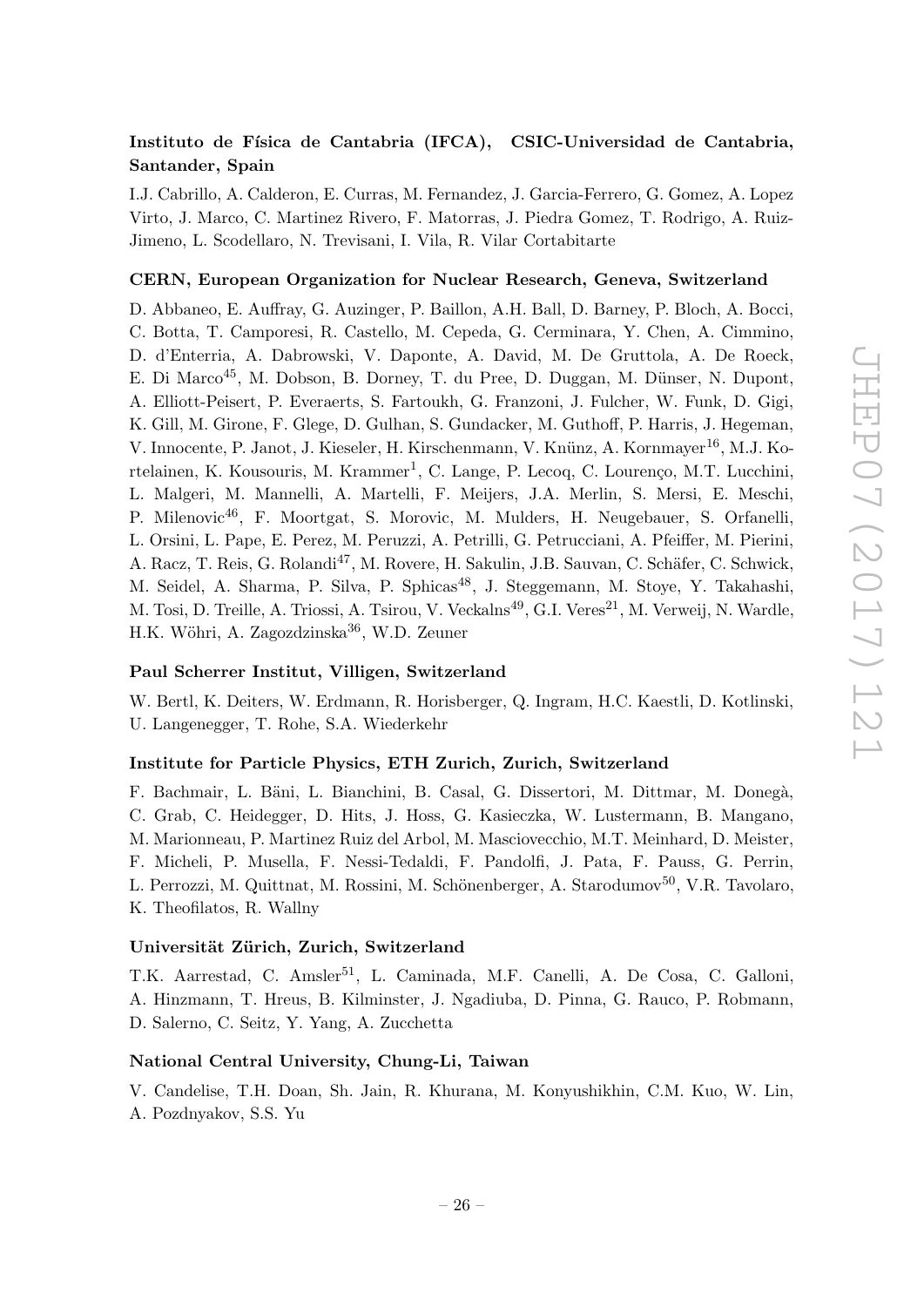**Instituto de Física de Cantabria (IFCA), CSIC-Universidad de Cantabria, Santander, Spain**

I.J. Cabrillo, A. Calderon, E. Curras, M. Fernandez, J. Garcia-Ferrero, G. Gomez, A. Lopez Virto, J. Marco, C. Martinez Rivero, F. Matorras, J. Piedra Gomez, T. Rodrigo, A. Ruiz-Jimeno, L. Scodellaro, N. Trevisani, I. Vila, R. Vilar Cortabitarte

**CERN, European Organization for Nuclear Research, Geneva, Switzerland**

D. Abbaneo, E. Auffray, G. Auzinger, P. Baillon, A.H. Ball, D. Barney, P. Bloch, A. Bocci, C. Botta, T. Camporesi, R. Castello, M. Cepeda, G. Cerminara, Y. Chen, A. Cimmino, D. d'Enterria, A. Dabrowski, V. Daponte, A. David, M. De Gruttola, A. De Roeck, E. Di Marco[45], M. Dobson, B. Dorney, T. du Pree, D. Duggan, M. Dünser, N. Dupont, A. Elliott-Peisert, P. Everaerts, S. Fartoukh, G. Franzoni, J. Fulcher, W. Funk, D. Gigi, K. Gill, M. Girone, F. Glege, D. Gulhan, S. Gundacker, M. Guthoff, P. Harris, J. Hegeman, V. Innocente, P. Janot, J. Kieseler, H. Kirschenmann, V. Knünz, A. Kornmayer[16], M.J. Kortelainen, K. Kousouris, M. Krammer[1], C. Lange, P. Lecoq, C. Lourenço, M.T. Lucchini, L. Malgeri, M. Mannelli, A. Martelli, F. Meijers, J.A. Merlin, S. Mersi, E. Meschi, P. Milenovic[46], F. Moortgat, S. Morovic, M. Mulders, H. Neugebauer, S. Orfanelli, L. Orsini, L. Pape, E. Perez, M. Peruzzi, A. Petrilli, G. Petrucciani, A. Pfeiffer, M. Pierini, A. Racz, T. Reis, G. Rolandi[47], M. Rovere, H. Sakulin, J.B. Sauvan, C. Schäfer, C. Schwick, M. Seidel, A. Sharma, P. Silva, P. Sphicas[48], J. Steggemann, M. Stoye, Y. Takahashi, M. Tosi, D. Treille, A. Triossi, A. Tsirou, V. Veckalns[49], G.I. Veres[21], M. Verweij, N. Wardle, H.K. Wöhri, A. Zagozdzinska[36], W.D. Zeuner

**Paul Scherrer Institut, Villigen, Switzerland**

W. Bertl, K. Deiters, W. Erdmann, R. Horisberger, Q. Ingram, H.C. Kaestli, D. Kotlinski, U. Langenegger, T. Rohe, S.A. Wiederkehr

**Institute for Particle Physics, ETH Zurich, Zurich, Switzerland**

F. Bachmair, L. Bäni, L. Bianchini, B. Casal, G. Dissertori, M. Dittmar, M. Donegà, C. Grab, C. Heidegger, D. Hits, J. Hoss, G. Kasieczka, W. Lustermann, B. Mangano, M. Marionneau, P. Martinez Ruiz del Arbol, M. Masciovecchio, M.T. Meinhard, D. Meister, F. Micheli, P. Musella, F. Nessi-Tedaldi, F. Pandolfi, J. Pata, F. Pauss, G. Perrin, L. Perrozzi, M. Quittnat, M. Rossini, M. Schönenberger, A. Starodumov[50], V.R. Tavolaro, K. Theofilatos, R. Wallny

**Universität Zürich, Zurich, Switzerland**

T.K. Aarrestad, C. Amsler[51], L. Caminada, M.F. Canelli, A. De Cosa, C. Galloni, A. Hinzmann, T. Hreus, B. Kilminster, J. Ngadiuba, D. Pinna, G. Rauco, P. Robmann, D. Salerno, C. Seitz, Y. Yang, A. Zucchetta

**National Central University, Chung-Li, Taiwan**

V. Candelise, T.H. Doan, Sh. Jain, R. Khurana, M. Konyushikhin, C.M. Kuo, W. Lin, A. Pozdnyakov, S.S. Yu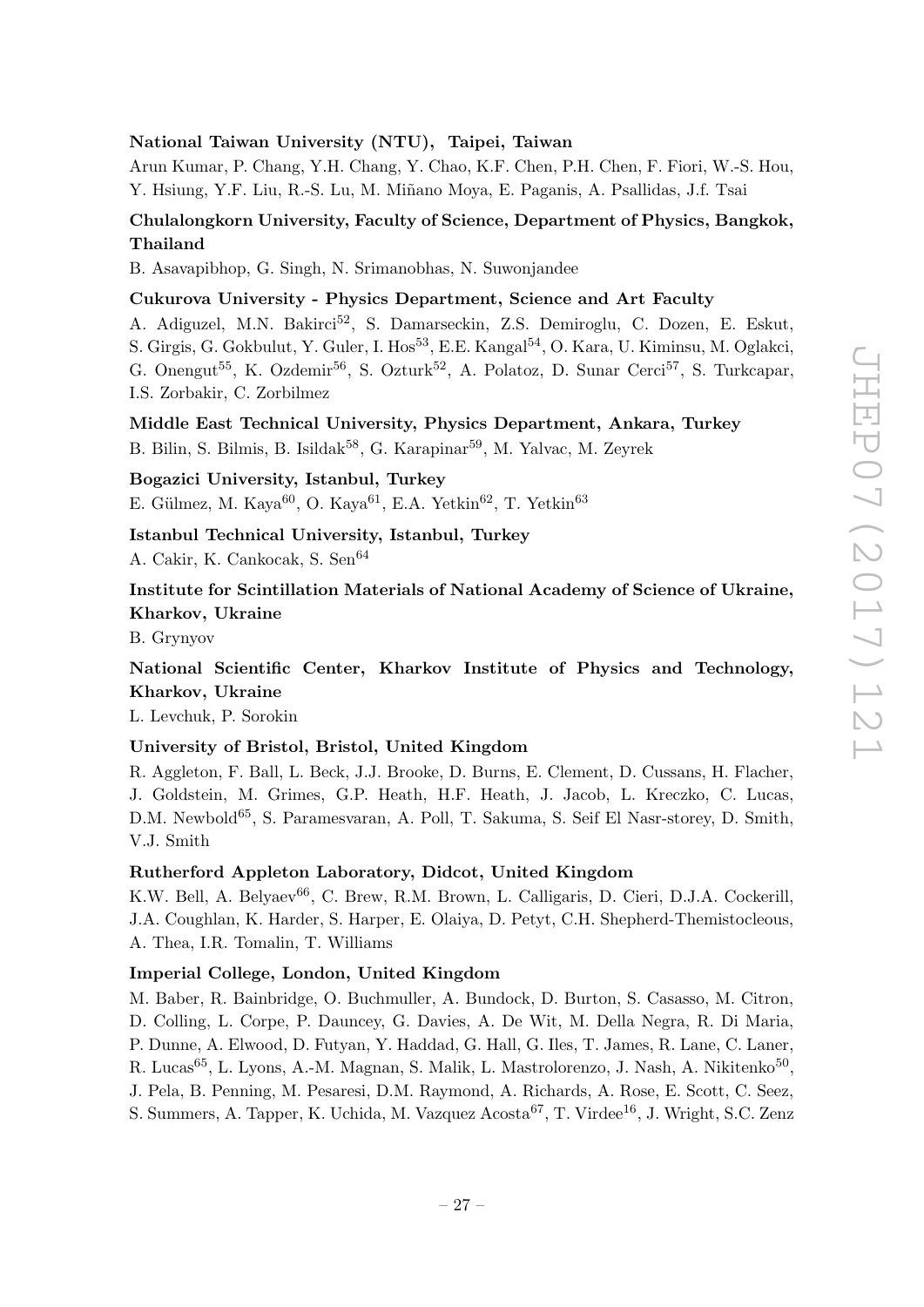**National Taiwan University (NTU), Taipei, Taiwan**

Arun Kumar, P. Chang, Y.H. Chang, Y. Chao, K.F. Chen, P.H. Chen, F. Fiori, W.-S. Hou, Y. Hsiung, Y.F. Liu, R.-S. Lu, M. Miñano Moya, E. Paganis, A. Psallidas, J.f. Tsai

**Chulalongkorn University, Faculty of Science, Department of Physics, Bangkok, Thailand**

B. Asavapibhop, G. Singh, N. Srimanobhas, N. Suwonjandee

**Cukurova University - Physics Department, Science and Art Faculty**

A. Adiguzel, M.N. Bakirci[52], S. Damarseckin, Z.S. Demiroglu, C. Dozen, E. Eskut, S. Girgis, G. Gokbulut, Y. Guler, I. Hos[53], E.E. Kangal[54], O. Kara, U. Kiminsu, M. Oglakci, G. Onengut[55], K. Ozdemir[56], S. Ozturk[52], A. Polatoz, D. Sunar Cerci[57], S. Turkcapar, I.S. Zorbakir, C. Zorbilmez

**Middle East Technical University, Physics Department, Ankara, Turkey**

B. Bilin, S. Bilmis, B. Isildak[58], G. Karapinar[59], M. Yalvac, M. Zeyrek

**Bogazici University, Istanbul, Turkey**

E. Gülmez, M. Kaya[60], O. Kaya[61], E.A. Yetkin[62], T. Yetkin[63]

**Istanbul Technical University, Istanbul, Turkey**

A. Cakir, K. Cankocak, S. Sen[64]

**Institute for Scintillation Materials of National Academy of Science of Ukraine, Kharkov, Ukraine**

B. Grynyov

**National Scientific Center, Kharkov Institute of Physics and Technology, Kharkov, Ukraine**

L. Levchuk, P. Sorokin

**University of Bristol, Bristol, United Kingdom**

R. Aggleton, F. Ball, L. Beck, J.J. Brooke, D. Burns, E. Clement, D. Cussans, H. Flacher, J. Goldstein, M. Grimes, G.P. Heath, H.F. Heath, J. Jacob, L. Kreczko, C. Lucas, D.M. Newbold[65], S. Paramesvaran, A. Poll, T. Sakuma, S. Seif El Nasr-storey, D. Smith, V.J. Smith

**Rutherford Appleton Laboratory, Didcot, United Kingdom**

K.W. Bell, A. Belyaev[66], C. Brew, R.M. Brown, L. Calligaris, D. Cieri, D.J.A. Cockerill, J.A. Coughlan, K. Harder, S. Harper, E. Olaiya, D. Petyt, C.H. Shepherd-Themistocleous, A. Thea, I.R. Tomalin, T. Williams

**Imperial College, London, United Kingdom**

M. Baber, R. Bainbridge, O. Buchmuller, A. Bundock, D. Burton, S. Casasso, M. Citron, D. Colling, L. Corpe, P. Dauncey, G. Davies, A. De Wit, M. Della Negra, R. Di Maria, P. Dunne, A. Elwood, D. Futyan, Y. Haddad, G. Hall, G. Iles, T. James, R. Lane, C. Laner, R. Lucas[65], L. Lyons, A.-M. Magnan, S. Malik, L. Mastrolorenzo, J. Nash, A. Nikitenko[50], J. Pela, B. Penning, M. Pesaresi, D.M. Raymond, A. Richards, A. Rose, E. Scott, C. Seez, S. Summers, A. Tapper, K. Uchida, M. Vazquez Acosta[67], T. Virdee[16], J. Wright, S.C. Zenz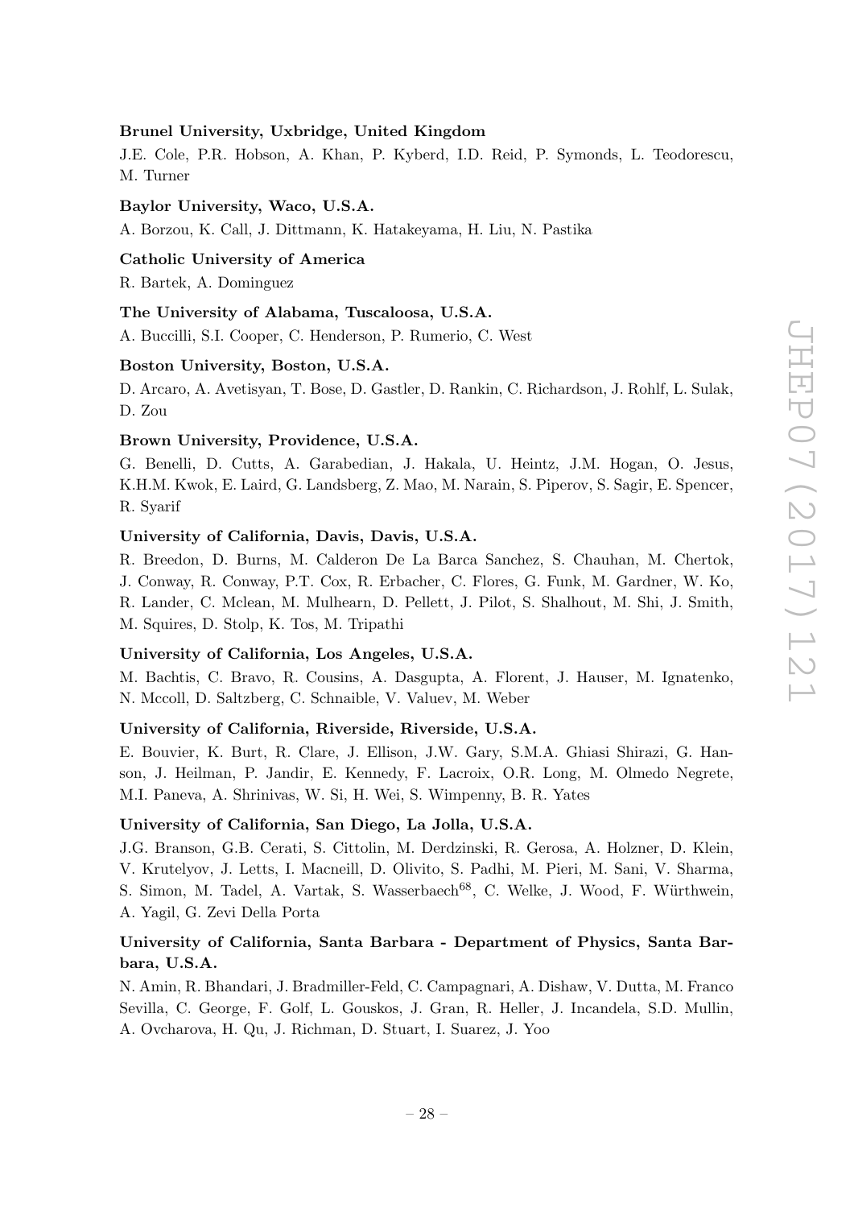**Brunel University, Uxbridge, United Kingdom**

J.E. Cole, P.R. Hobson, A. Khan, P. Kyberd, I.D. Reid, P. Symonds, L. Teodorescu, M. Turner

**Baylor University, Waco, U.S.A.**

A. Borzou, K. Call, J. Dittmann, K. Hatakeyama, H. Liu, N. Pastika

**Catholic University of America**

R. Bartek, A. Dominguez

**The University of Alabama, Tuscaloosa, U.S.A.**

A. Buccilli, S.I. Cooper, C. Henderson, P. Rumerio, C. West

**Boston University, Boston, U.S.A.**

D. Arcaro, A. Avetisyan, T. Bose, D. Gastler, D. Rankin, C. Richardson, J. Rohlf, L. Sulak, D. Zou

**Brown University, Providence, U.S.A.**

G. Benelli, D. Cutts, A. Garabedian, J. Hakala, U. Heintz, J.M. Hogan, O. Jesus, K.H.M. Kwok, E. Laird, G. Landsberg, Z. Mao, M. Narain, S. Piperov, S. Sagir, E. Spencer, R. Syarif

**University of California, Davis, Davis, U.S.A.**

R. Breedon, D. Burns, M. Calderon De La Barca Sanchez, S. Chauhan, M. Chertok, J. Conway, R. Conway, P.T. Cox, R. Erbacher, C. Flores, G. Funk, M. Gardner, W. Ko, R. Lander, C. Mclean, M. Mulhearn, D. Pellett, J. Pilot, S. Shalhout, M. Shi, J. Smith, M. Squires, D. Stolp, K. Tos, M. Tripathi

**University of California, Los Angeles, U.S.A.**

M. Bachtis, C. Bravo, R. Cousins, A. Dasgupta, A. Florent, J. Hauser, M. Ignatenko, N. Mccoll, D. Saltzberg, C. Schnaible, V. Valuev, M. Weber

**University of California, Riverside, Riverside, U.S.A.**

E. Bouvier, K. Burt, R. Clare, J. Ellison, J.W. Gary, S.M.A. Ghiasi Shirazi, G. Hanson, J. Heilman, P. Jandir, E. Kennedy, F. Lacroix, O.R. Long, M. Olmedo Negrete, M.I. Paneva, A. Shrinivas, W. Si, H. Wei, S. Wimpenny, B. R. Yates

**University of California, San Diego, La Jolla, U.S.A.**

J.G. Branson, G.B. Cerati, S. Cittolin, M. Derdzinski, R. Gerosa, A. Holzner, D. Klein, V. Krutelyov, J. Letts, I. Macneill, D. Olivito, S. Padhi, M. Pieri, M. Sani, V. Sharma, S. Simon, M. Tadel, A. Vartak, S. Wasserbaech[68], C. Welke, J. Wood, F. Würthwein, A. Yagil, G. Zevi Della Porta

**University of California, Santa Barbara - Department of Physics, Santa Barbara, U.S.A.**

N. Amin, R. Bhandari, J. Bradmiller-Feld, C. Campagnari, A. Dishaw, V. Dutta, M. Franco Sevilla, C. George, F. Golf, L. Gouskos, J. Gran, R. Heller, J. Incandela, S.D. Mullin, A. Ovcharova, H. Qu, J. Richman, D. Stuart, I. Suarez, J. Yoo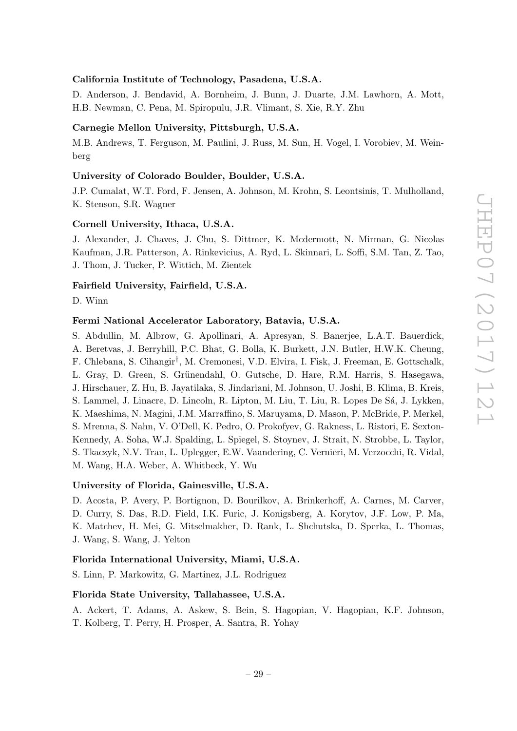**California Institute of Technology, Pasadena, U.S.A.**

D. Anderson, J. Bendavid, A. Bornheim, J. Bunn, J. Duarte, J.M. Lawhorn, A. Mott, H.B. Newman, C. Pena, M. Spiropulu, J.R. Vlimant, S. Xie, R.Y. Zhu

**Carnegie Mellon University, Pittsburgh, U.S.A.**

M.B. Andrews, T. Ferguson, M. Paulini, J. Russ, M. Sun, H. Vogel, I. Vorobiev, M. Weinberg

**University of Colorado Boulder, Boulder, U.S.A.**

J.P. Cumalat, W.T. Ford, F. Jensen, A. Johnson, M. Krohn, S. Leontsinis, T. Mulholland, K. Stenson, S.R. Wagner

**Cornell University, Ithaca, U.S.A.**

J. Alexander, J. Chaves, J. Chu, S. Dittmer, K. Mcdermott, N. Mirman, G. Nicolas Kaufman, J.R. Patterson, A. Rinkevicius, A. Ryd, L. Skinnari, L. Soffi, S.M. Tan, Z. Tao, J. Thom, J. Tucker, P. Wittich, M. Zientek

**Fairfield University, Fairfield, U.S.A.**

D. Winn

**Fermi National Accelerator Laboratory, Batavia, U.S.A.**

S. Abdullin, M. Albrow, G. Apollinari, A. Apresyan, S. Banerjee, L.A.T. Bauerdick, A. Beretvas, J. Berryhill, P.C. Bhat, G. Bolla, K. Burkett, J.N. Butler, H.W.K. Cheung, F. Chlebana, S. Cihangir[†], M. Cremonesi, V.D. Elvira, I. Fisk, J. Freeman, E. Gottschalk, L. Gray, D. Green, S. Grünendahl, O. Gutsche, D. Hare, R.M. Harris, S. Hasegawa, J. Hirschauer, Z. Hu, B. Jayatilaka, S. Jindariani, M. Johnson, U. Joshi, B. Klima, B. Kreis, S. Lammel, J. Linacre, D. Lincoln, R. Lipton, M. Liu, T. Liu, R. Lopes De Sá, J. Lykken, K. Maeshima, N. Magini, J.M. Marraffino, S. Maruyama, D. Mason, P. McBride, P. Merkel, S. Mrenna, S. Nahn, V. O'Dell, K. Pedro, O. Prokofyev, G. Rakness, L. Ristori, E. Sexton-Kennedy, A. Soha, W.J. Spalding, L. Spiegel, S. Stoynev, J. Strait, N. Strobbe, L. Taylor, S. Tkaczyk, N.V. Tran, L. Uplegger, E.W. Vaandering, C. Vernieri, M. Verzocchi, R. Vidal, M. Wang, H.A. Weber, A. Whitbeck, Y. Wu

**University of Florida, Gainesville, U.S.A.**

D. Acosta, P. Avery, P. Bortignon, D. Bourilkov, A. Brinkerhoff, A. Carnes, M. Carver, D. Curry, S. Das, R.D. Field, I.K. Furic, J. Konigsberg, A. Korytov, J.F. Low, P. Ma, K. Matchev, H. Mei, G. Mitselmakher, D. Rank, L. Shchutska, D. Sperka, L. Thomas, J. Wang, S. Wang, J. Yelton

**Florida International University, Miami, U.S.A.**

S. Linn, P. Markowitz, G. Martinez, J.L. Rodriguez

**Florida State University, Tallahassee, U.S.A.**

A. Ackert, T. Adams, A. Askew, S. Bein, S. Hagopian, V. Hagopian, K.F. Johnson, T. Kolberg, T. Perry, H. Prosper, A. Santra, R. Yohay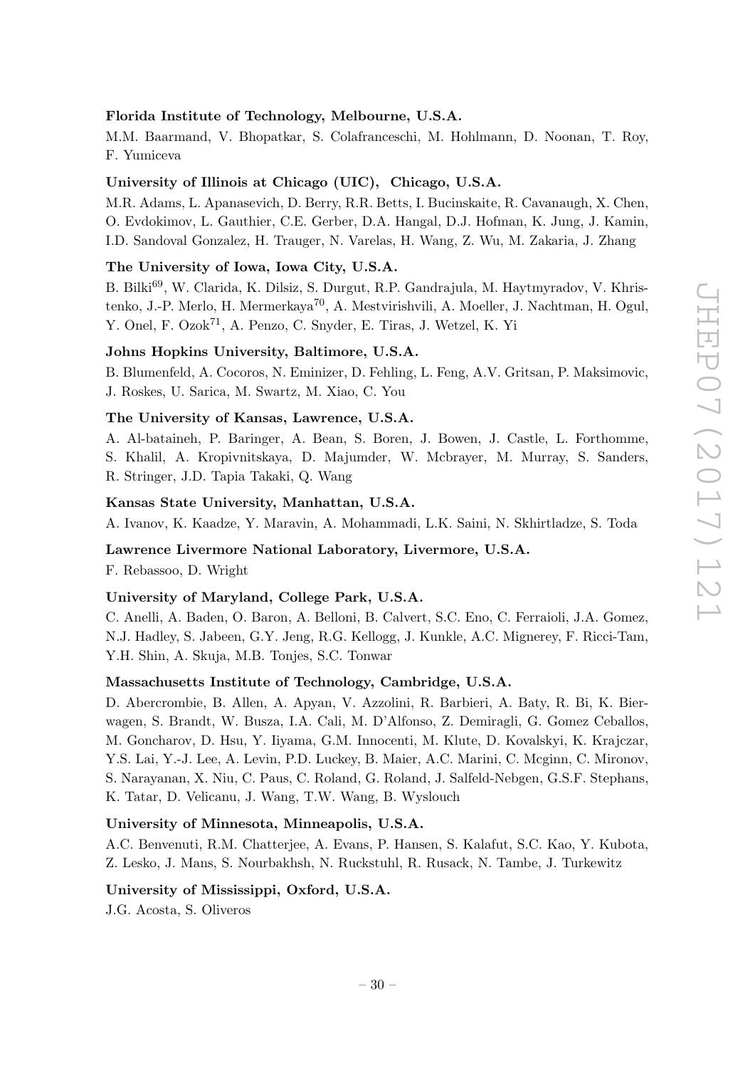**Florida Institute of Technology, Melbourne, U.S.A.**

M.M. Baarmand, V. Bhopatkar, S. Colafranceschi, M. Hohlmann, D. Noonan, T. Roy, F. Yumiceva

**University of Illinois at Chicago (UIC), Chicago, U.S.A.**

M.R. Adams, L. Apanasevich, D. Berry, R.R. Betts, I. Bucinskaite, R. Cavanaugh, X. Chen, O. Evdokimov, L. Gauthier, C.E. Gerber, D.A. Hangal, D.J. Hofman, K. Jung, J. Kamin, I.D. Sandoval Gonzalez, H. Trauger, N. Varelas, H. Wang, Z. Wu, M. Zakaria, J. Zhang

**The University of Iowa, Iowa City, U.S.A.**

B. Bilki[69], W. Clarida, K. Dilsiz, S. Durgut, R.P. Gandrajula, M. Haytmyradov, V. Khristenko, J.-P. Merlo, H. Mermerkaya[70], A. Mestvirishvili, A. Moeller, J. Nachtman, H. Ogul, Y. Onel, F. Ozok[71], A. Penzo, C. Snyder, E. Tiras, J. Wetzel, K. Yi

**Johns Hopkins University, Baltimore, U.S.A.**

B. Blumenfeld, A. Cocoros, N. Eminizer, D. Fehling, L. Feng, A.V. Gritsan, P. Maksimovic, J. Roskes, U. Sarica, M. Swartz, M. Xiao, C. You

**The University of Kansas, Lawrence, U.S.A.**

A. Al-bataineh, P. Baringer, A. Bean, S. Boren, J. Bowen, J. Castle, L. Forthomme, S. Khalil, A. Kropivnitskaya, D. Majumder, W. Mcbrayer, M. Murray, S. Sanders, R. Stringer, J.D. Tapia Takaki, Q. Wang

**Kansas State University, Manhattan, U.S.A.**

A. Ivanov, K. Kaadze, Y. Maravin, A. Mohammadi, L.K. Saini, N. Skhirtladze, S. Toda

**Lawrence Livermore National Laboratory, Livermore, U.S.A.**

F. Rebassoo, D. Wright

**University of Maryland, College Park, U.S.A.**

C. Anelli, A. Baden, O. Baron, A. Belloni, B. Calvert, S.C. Eno, C. Ferraioli, J.A. Gomez, N.J. Hadley, S. Jabeen, G.Y. Jeng, R.G. Kellogg, J. Kunkle, A.C. Mignerey, F. Ricci-Tam, Y.H. Shin, A. Skuja, M.B. Tonjes, S.C. Tonwar

**Massachusetts Institute of Technology, Cambridge, U.S.A.**

D. Abercrombie, B. Allen, A. Apyan, V. Azzolini, R. Barbieri, A. Baty, R. Bi, K. Bierwagen, S. Brandt, W. Busza, I.A. Cali, M. D'Alfonso, Z. Demiragli, G. Gomez Ceballos, M. Goncharov, D. Hsu, Y. Iiyama, G.M. Innocenti, M. Klute, D. Kovalskyi, K. Krajczar, Y.S. Lai, Y.-J. Lee, A. Levin, P.D. Luckey, B. Maier, A.C. Marini, C. Mcginn, C. Mironov, S. Narayanan, X. Niu, C. Paus, C. Roland, G. Roland, J. Salfeld-Nebgen, G.S.F. Stephans, K. Tatar, D. Velicanu, J. Wang, T.W. Wang, B. Wyslouch

**University of Minnesota, Minneapolis, U.S.A.**

A.C. Benvenuti, R.M. Chatterjee, A. Evans, P. Hansen, S. Kalafut, S.C. Kao, Y. Kubota, Z. Lesko, J. Mans, S. Nourbakhsh, N. Ruckstuhl, R. Rusack, N. Tambe, J. Turkewitz

**University of Mississippi, Oxford, U.S.A.**

J.G. Acosta, S. Oliveros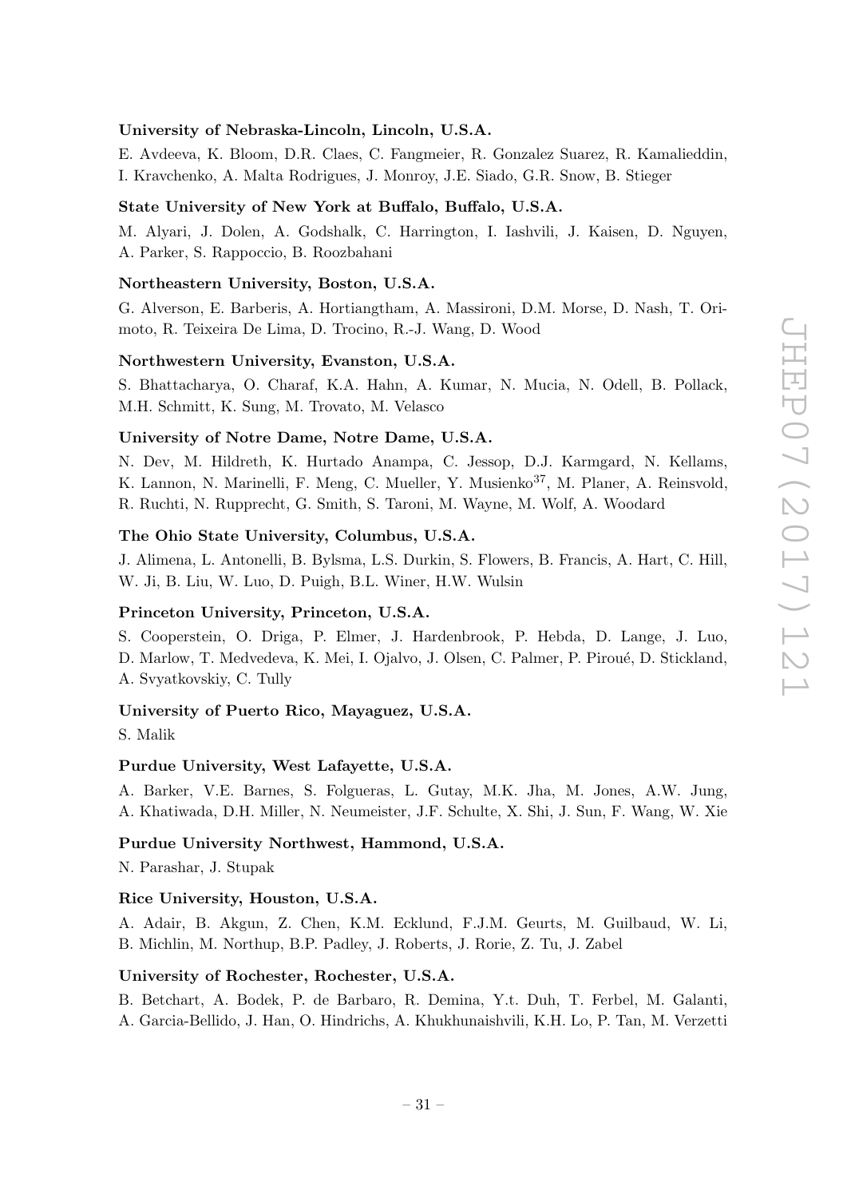### University of Nebraska-Lincoln, Lincoln, U.S.A.

E. Avdeeva, K. Bloom, D.R. Claes, C. Fangmeier, R. Gonzalez Suarez, R. Kamalieddin, I. Kravchenko, A. Malta Rodrigues, J. Monroy, J.E. Siado, G.R. Snow, B. Stieger

### State University of New York at Buffalo, Buffalo, U.S.A.

M. Alyari, J. Dolen, A. Godshalk, C. Harrington, I. Iashvili, J. Kaisen, D. Nguyen, A. Parker, S. Rappoccio, B. Roozbahani

### Northeastern University, Boston, U.S.A.

G. Alverson, E. Barberis, A. Hortiangtham, A. Massironi, D.M. Morse, D. Nash, T. Orimoto, R. Teixeira De Lima, D. Trocino, R.-J. Wang, D. Wood

### Northwestern University, Evanston, U.S.A.

S. Bhattacharya, O. Charaf, K.A. Hahn, A. Kumar, N. Mucia, N. Odell, B. Pollack, M.H. Schmitt, K. Sung, M. Trovato, M. Velasco

### University of Notre Dame, Notre Dame, U.S.A.

N. Dev, M. Hildreth, K. Hurtado Anampa, C. Jessop, D.J. Karmgard, N. Kellams, K. Lannon, N. Marinelli, F. Meng, C. Mueller, Y. Musienko[37], M. Planer, A. Reinsvold, R. Ruchti, N. Rupprecht, G. Smith, S. Taroni, M. Wayne, M. Wolf, A. Woodard

### The Ohio State University, Columbus, U.S.A.

J. Alimena, L. Antonelli, B. Bylsma, L.S. Durkin, S. Flowers, B. Francis, A. Hart, C. Hill, W. Ji, B. Liu, W. Luo, D. Puigh, B.L. Winer, H.W. Wulsin

### Princeton University, Princeton, U.S.A.

S. Cooperstein, O. Driga, P. Elmer, J. Hardenbrook, P. Hebda, D. Lange, J. Luo, D. Marlow, T. Medvedeva, K. Mei, I. Ojalvo, J. Olsen, C. Palmer, P. Piroué, D. Stickland, A. Svyatkovskiy, C. Tully

### University of Puerto Rico, Mayaguez, U.S.A.

S. Malik

### Purdue University, West Lafayette, U.S.A.

A. Barker, V.E. Barnes, S. Folgueras, L. Gutay, M.K. Jha, M. Jones, A.W. Jung, A. Khatiwada, D.H. Miller, N. Neumeister, J.F. Schulte, X. Shi, J. Sun, F. Wang, W. Xie

### Purdue University Northwest, Hammond, U.S.A.

N. Parashar, J. Stupak

### Rice University, Houston, U.S.A.

A. Adair, B. Akgun, Z. Chen, K.M. Ecklund, F.J.M. Geurts, M. Guilbaud, W. Li, B. Michlin, M. Northup, B.P. Padley, J. Roberts, J. Rorie, Z. Tu, J. Zabel

### University of Rochester, Rochester, U.S.A.

B. Betchart, A. Bodek, P. de Barbaro, R. Demina, Y.t. Duh, T. Ferbel, M. Galanti, A. Garcia-Bellido, J. Han, O. Hindrichs, A. Khukhunaishvili, K.H. Lo, P. Tan, M. Verzetti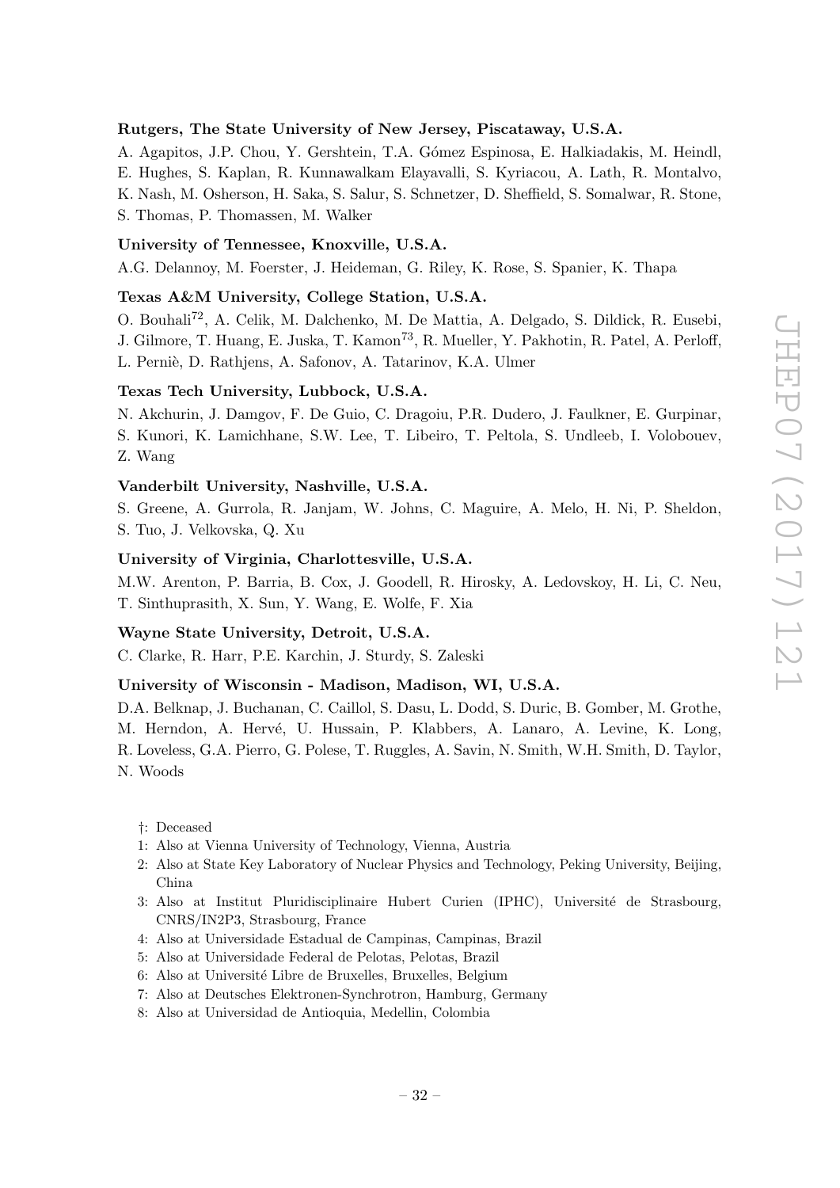**Rutgers, The State University of New Jersey, Piscataway, U.S.A.**

A. Agapitos, J.P. Chou, Y. Gershtein, T.A. Gómez Espinosa, E. Halkiadakis, M. Heindl, E. Hughes, S. Kaplan, R. Kunnawalkam Elayavalli, S. Kyriacou, A. Lath, R. Montalvo, K. Nash, M. Osherson, H. Saka, S. Salur, S. Schnetzer, D. Sheffield, S. Somalwar, R. Stone, S. Thomas, P. Thomassen, M. Walker

**University of Tennessee, Knoxville, U.S.A.**

A.G. Delannoy, M. Foerster, J. Heideman, G. Riley, K. Rose, S. Spanier, K. Thapa

**Texas A&M University, College Station, U.S.A.**

O. Bouhali[72], A. Celik, M. Dalchenko, M. De Mattia, A. Delgado, S. Dildick, R. Eusebi, J. Gilmore, T. Huang, E. Juska, T. Kamon[73], R. Mueller, Y. Pakhotin, R. Patel, A. Perloff, L. Perniè, D. Rathjens, A. Safonov, A. Tatarinov, K.A. Ulmer

**Texas Tech University, Lubbock, U.S.A.**

N. Akchurin, J. Damgov, F. De Guio, C. Dragoiu, P.R. Dudero, J. Faulkner, E. Gurpinar, S. Kunori, K. Lamichhane, S.W. Lee, T. Libeiro, T. Peltola, S. Undleeb, I. Volobouev, Z. Wang

**Vanderbilt University, Nashville, U.S.A.**

S. Greene, A. Gurrola, R. Janjam, W. Johns, C. Maguire, A. Melo, H. Ni, P. Sheldon, S. Tuo, J. Velkovska, Q. Xu

**University of Virginia, Charlottesville, U.S.A.**

M.W. Arenton, P. Barria, B. Cox, J. Goodell, R. Hirosky, A. Ledovskoy, H. Li, C. Neu, T. Sinthuprasith, X. Sun, Y. Wang, E. Wolfe, F. Xia

**Wayne State University, Detroit, U.S.A.**

C. Clarke, R. Harr, P.E. Karchin, J. Sturdy, S. Zaleski

**University of Wisconsin - Madison, Madison, WI, U.S.A.**

D.A. Belknap, J. Buchanan, C. Caillol, S. Dasu, L. Dodd, S. Duric, B. Gomber, M. Grothe, M. Herndon, A. Hervé, U. Hussain, P. Klabbers, A. Lanaro, A. Levine, K. Long, R. Loveless, G.A. Pierro, G. Polese, T. Ruggles, A. Savin, N. Smith, W.H. Smith, D. Taylor, N. Woods

†: Deceased
1: Also at Vienna University of Technology, Vienna, Austria
2: Also at State Key Laboratory of Nuclear Physics and Technology, Peking University, Beijing, China
3: Also at Institut Pluridisciplinaire Hubert Curien (IPHC), Université de Strasbourg, CNRS/IN2P3, Strasbourg, France
4: Also at Universidade Estadual de Campinas, Campinas, Brazil
5: Also at Universidade Federal de Pelotas, Pelotas, Brazil
6: Also at Université Libre de Bruxelles, Bruxelles, Belgium
7: Also at Deutsches Elektronen-Synchrotron, Hamburg, Germany
8: Also at Universidad de Antioquia, Medellin, Colombia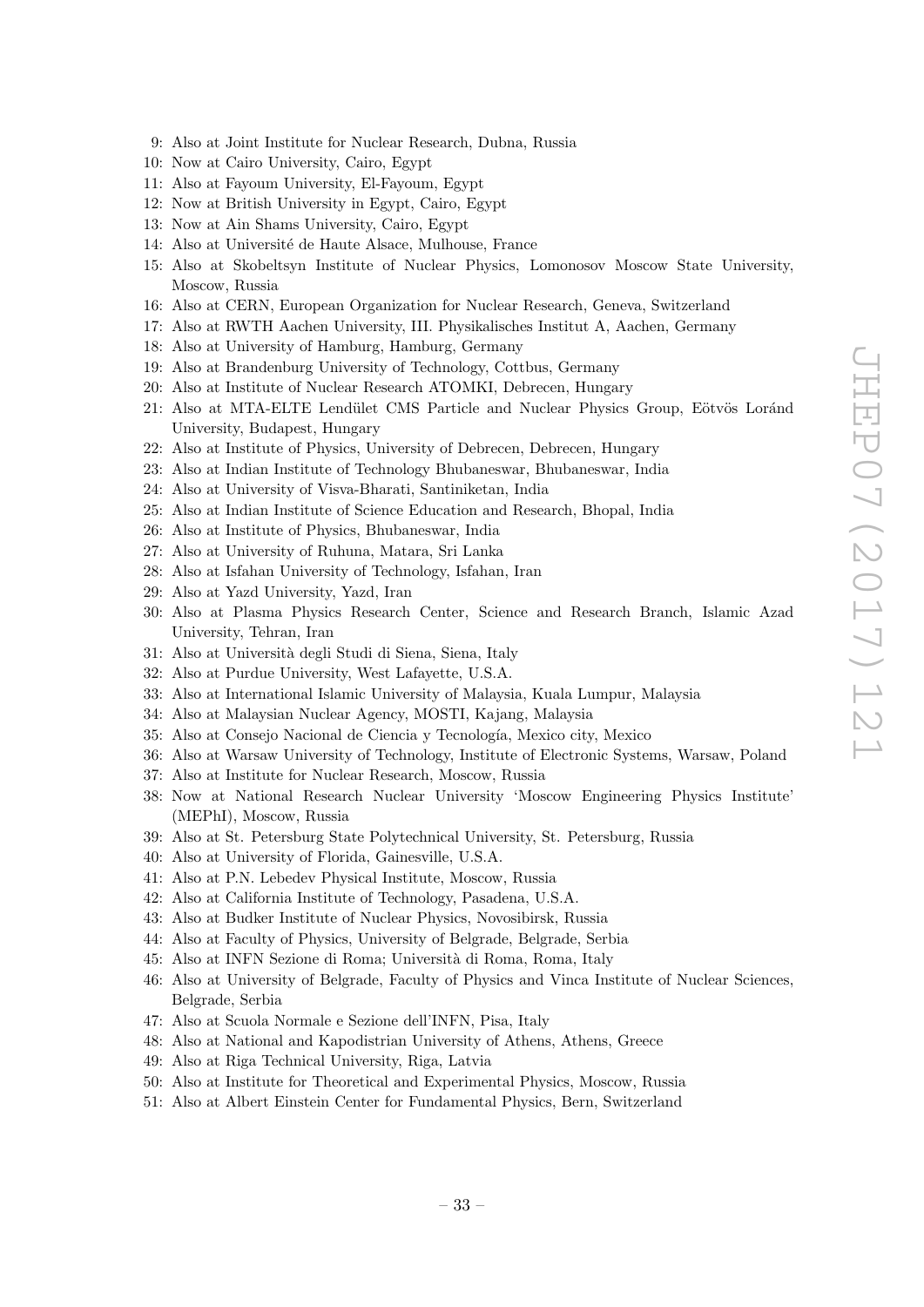9: Also at Joint Institute for Nuclear Research, Dubna, Russia
10: Now at Cairo University, Cairo, Egypt
11: Also at Fayoum University, El-Fayoum, Egypt
12: Now at British University in Egypt, Cairo, Egypt
13: Now at Ain Shams University, Cairo, Egypt
14: Also at Université de Haute Alsace, Mulhouse, France
15: Also at Skobeltsyn Institute of Nuclear Physics, Lomonosov Moscow State University, Moscow, Russia
16: Also at CERN, European Organization for Nuclear Research, Geneva, Switzerland
17: Also at RWTH Aachen University, III. Physikalisches Institut A, Aachen, Germany
18: Also at University of Hamburg, Hamburg, Germany
19: Also at Brandenburg University of Technology, Cottbus, Germany
20: Also at Institute of Nuclear Research ATOMKI, Debrecen, Hungary
21: Also at MTA-ELTE Lendület CMS Particle and Nuclear Physics Group, Eötvös Loránd University, Budapest, Hungary
22: Also at Institute of Physics, University of Debrecen, Debrecen, Hungary
23: Also at Indian Institute of Technology Bhubaneswar, Bhubaneswar, India
24: Also at University of Visva-Bharati, Santiniketan, India
25: Also at Indian Institute of Science Education and Research, Bhopal, India
26: Also at Institute of Physics, Bhubaneswar, India
27: Also at University of Ruhuna, Matara, Sri Lanka
28: Also at Isfahan University of Technology, Isfahan, Iran
29: Also at Yazd University, Yazd, Iran
30: Also at Plasma Physics Research Center, Science and Research Branch, Islamic Azad University, Tehran, Iran
31: Also at Università degli Studi di Siena, Siena, Italy
32: Also at Purdue University, West Lafayette, U.S.A.
33: Also at International Islamic University of Malaysia, Kuala Lumpur, Malaysia
34: Also at Malaysian Nuclear Agency, MOSTI, Kajang, Malaysia
35: Also at Consejo Nacional de Ciencia y Tecnología, Mexico city, Mexico
36: Also at Warsaw University of Technology, Institute of Electronic Systems, Warsaw, Poland
37: Also at Institute for Nuclear Research, Moscow, Russia
38: Now at National Research Nuclear University 'Moscow Engineering Physics Institute' (MEPhI), Moscow, Russia
39: Also at St. Petersburg State Polytechnical University, St. Petersburg, Russia
40: Also at University of Florida, Gainesville, U.S.A.
41: Also at P.N. Lebedev Physical Institute, Moscow, Russia
42: Also at California Institute of Technology, Pasadena, U.S.A.
43: Also at Budker Institute of Nuclear Physics, Novosibirsk, Russia
44: Also at Faculty of Physics, University of Belgrade, Belgrade, Serbia
45: Also at INFN Sezione di Roma; Università di Roma, Roma, Italy
46: Also at University of Belgrade, Faculty of Physics and Vinca Institute of Nuclear Sciences, Belgrade, Serbia
47: Also at Scuola Normale e Sezione dell'INFN, Pisa, Italy
48: Also at National and Kapodistrian University of Athens, Athens, Greece
49: Also at Riga Technical University, Riga, Latvia
50: Also at Institute for Theoretical and Experimental Physics, Moscow, Russia
51: Also at Albert Einstein Center for Fundamental Physics, Bern, Switzerland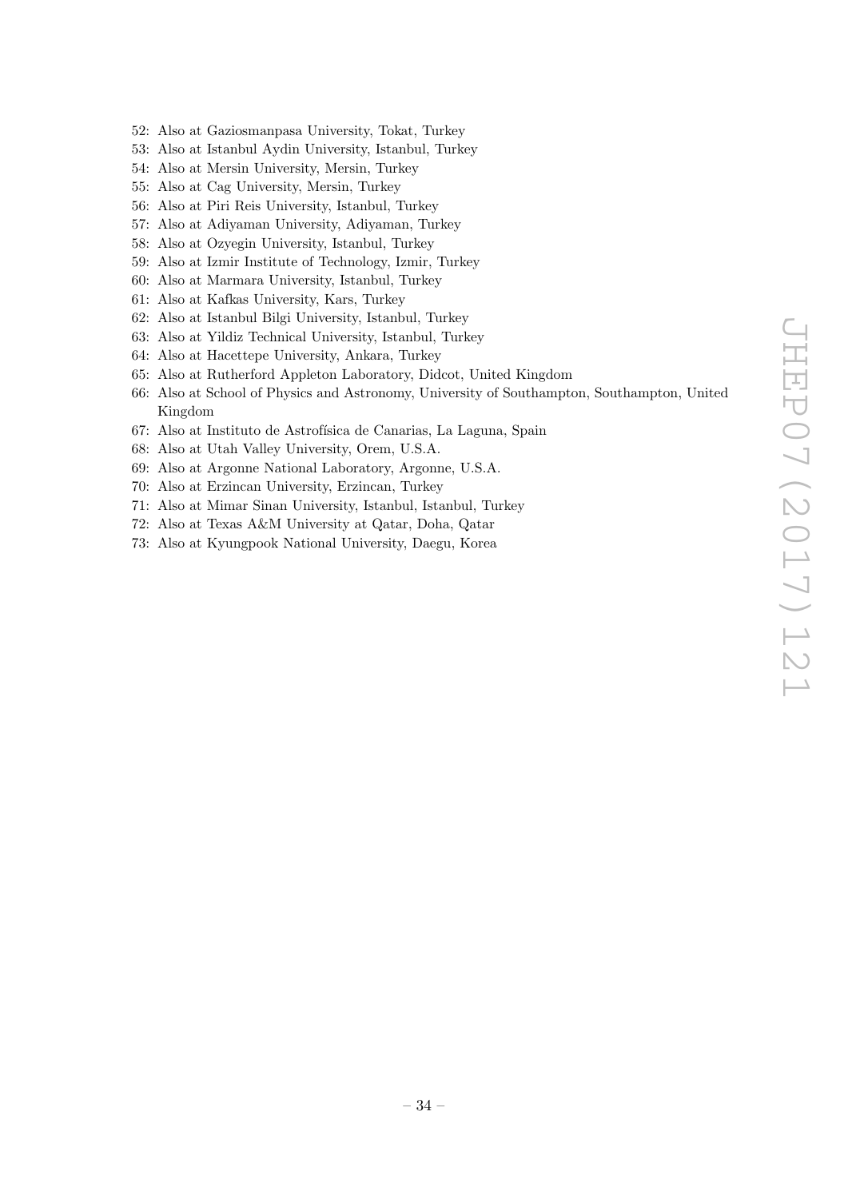52: Also at Gaziosmanpasa University, Tokat, Turkey
53: Also at Istanbul Aydin University, Istanbul, Turkey
54: Also at Mersin University, Mersin, Turkey
55: Also at Cag University, Mersin, Turkey
56: Also at Piri Reis University, Istanbul, Turkey
57: Also at Adiyaman University, Adiyaman, Turkey
58: Also at Ozyegin University, Istanbul, Turkey
59: Also at Izmir Institute of Technology, Izmir, Turkey
60: Also at Marmara University, Istanbul, Turkey
61: Also at Kafkas University, Kars, Turkey
62: Also at Istanbul Bilgi University, Istanbul, Turkey
63: Also at Yildiz Technical University, Istanbul, Turkey
64: Also at Hacettepe University, Ankara, Turkey
65: Also at Rutherford Appleton Laboratory, Didcot, United Kingdom
66: Also at School of Physics and Astronomy, University of Southampton, Southampton, United Kingdom
67: Also at Instituto de Astrofísica de Canarias, La Laguna, Spain
68: Also at Utah Valley University, Orem, U.S.A.
69: Also at Argonne National Laboratory, Argonne, U.S.A.
70: Also at Erzincan University, Erzincan, Turkey
71: Also at Mimar Sinan University, Istanbul, Istanbul, Turkey
72: Also at Texas A&M University at Qatar, Doha, Qatar
73: Also at Kyungpook National University, Daegu, Korea